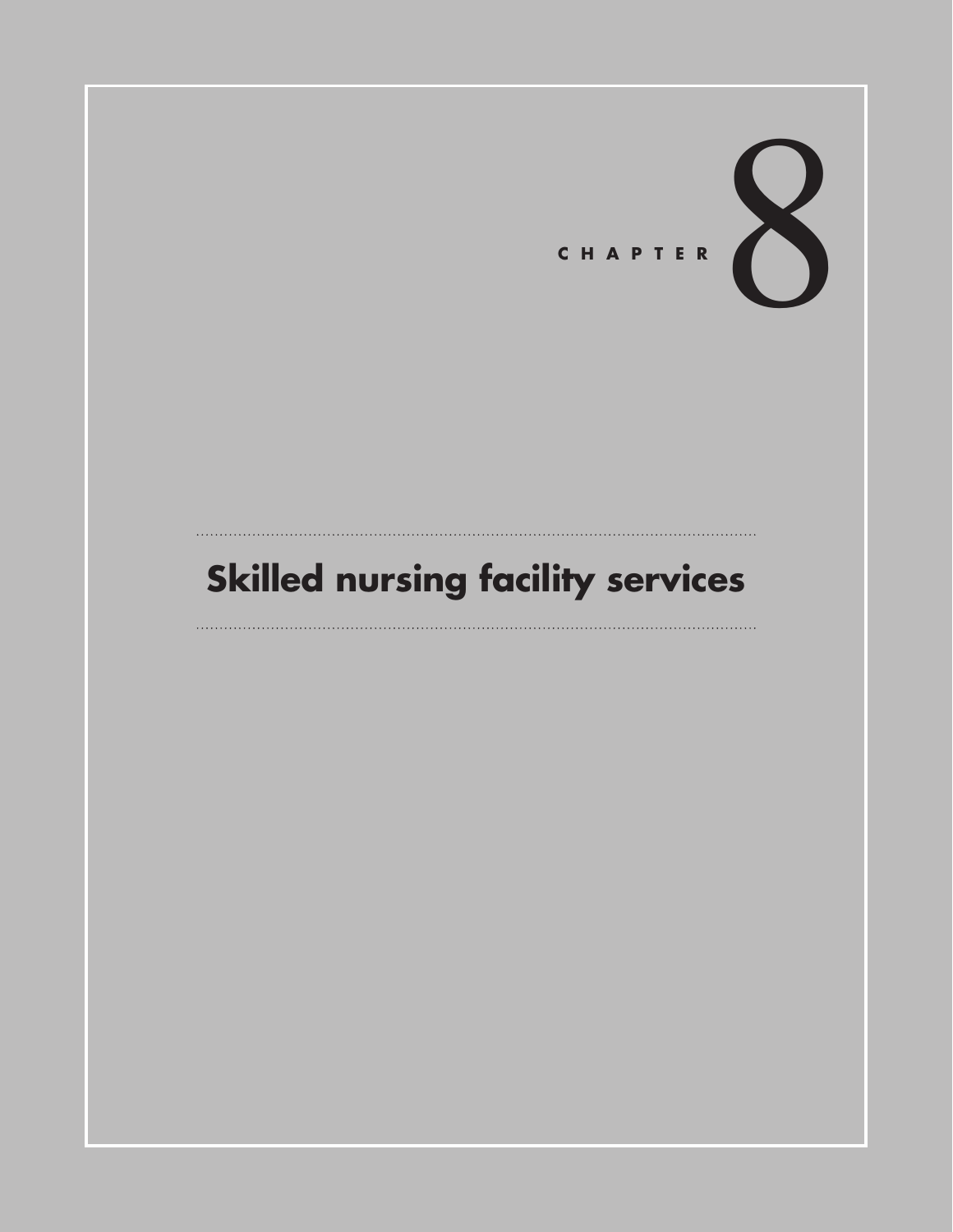# CHAPTER 8

# Skilled nursing facility services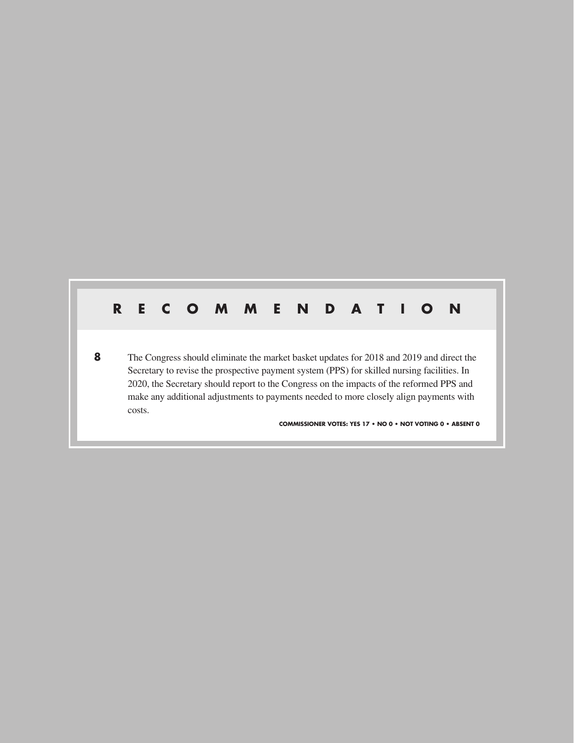## RECOMMENDATION

**8** The Congress should eliminate the market basket updates for 2018 and 2019 and direct the Secretary to revise the prospective payment system (PPS) for skilled nursing facilities. In 2020, the Secretary should report to the Congress on the impacts of the reformed PPS and make any additional adjustments to payments needed to more closely align payments with costs.

**COMMISSIONER VOTES: YES 17 • NO 0 • NOT VOTING 0 • ABSENT 0**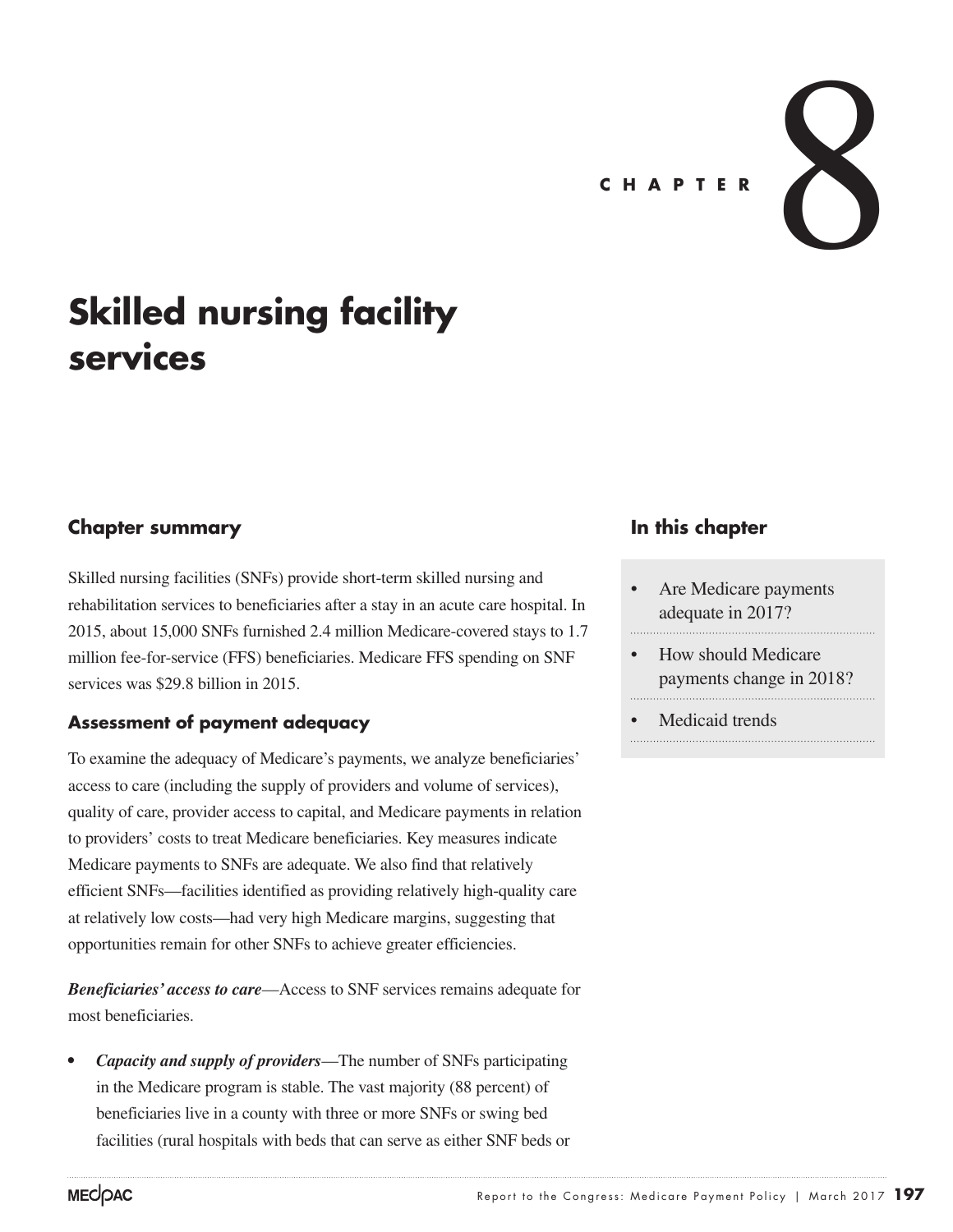# CHAPTER 8

# Skilled nursing facility services

## Chapter summary

Skilled nursing facilities (SNFs) provide short-term skilled nursing and rehabilitation services to beneficiaries after a stay in an acute care hospital. In 2015, about 15,000 SNFs furnished 2.4 million Medicare-covered stays to 1.7 million fee-for-service (FFS) beneficiaries. Medicare FFS spending on SNF services was $29.8 billion in 2015.

### Assessment of payment adequacy

To examine the adequacy of Medicare's payments, we analyze beneficiaries' access to care (including the supply of providers and volume of services), quality of care, provider access to capital, and Medicare payments in relation to providers' costs to treat Medicare beneficiaries. Key measures indicate Medicare payments to SNFs are adequate. We also find that relatively efficient SNFs—facilities identified as providing relatively high-quality care at relatively low costs—had very high Medicare margins, suggesting that opportunities remain for other SNFs to achieve greater efficiencies.

***Beneficiaries' access to care***—Access to SNF services remains adequate for most beneficiaries.

- ***Capacity and supply of providers***—The number of SNFs participating in the Medicare program is stable. The vast majority (88 percent) of beneficiaries live in a county with three or more SNFs or swing bed facilities (rural hospitals with beds that can serve as either SNF beds or

## In this chapter

- Are Medicare payments adequate in 2017?
- How should Medicare payments change in 2018?
- Medicaid trends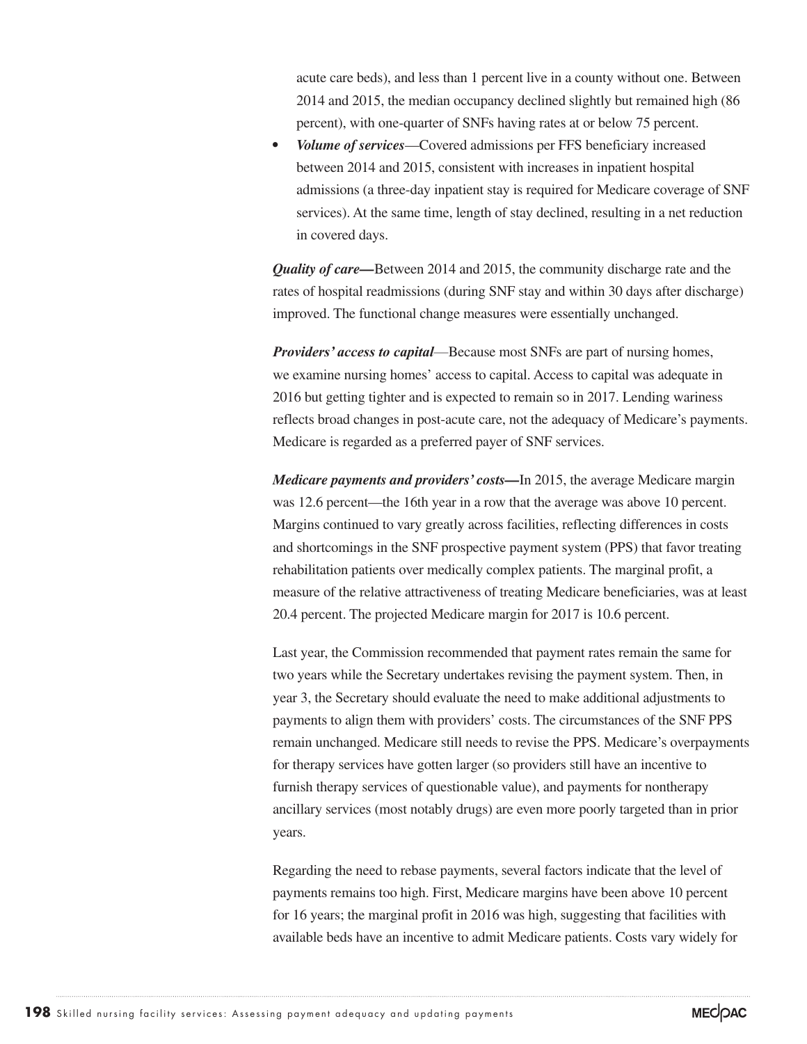acute care beds), and less than 1 percent live in a county without one. Between 2014 and 2015, the median occupancy declined slightly but remained high (86 percent), with one-quarter of SNFs having rates at or below 75 percent.

- ***Volume of services***—Covered admissions per FFS beneficiary increased between 2014 and 2015, consistent with increases in inpatient hospital admissions (a three-day inpatient stay is required for Medicare coverage of SNF services). At the same time, length of stay declined, resulting in a net reduction in covered days.

***Quality of care***—Between 2014 and 2015, the community discharge rate and the rates of hospital readmissions (during SNF stay and within 30 days after discharge) improved. The functional change measures were essentially unchanged.

***Providers' access to capital***—Because most SNFs are part of nursing homes, we examine nursing homes' access to capital. Access to capital was adequate in 2016 but getting tighter and is expected to remain so in 2017. Lending wariness reflects broad changes in post-acute care, not the adequacy of Medicare's payments. Medicare is regarded as a preferred payer of SNF services.

***Medicare payments and providers' costs***—In 2015, the average Medicare margin was 12.6 percent—the 16th year in a row that the average was above 10 percent. Margins continued to vary greatly across facilities, reflecting differences in costs and shortcomings in the SNF prospective payment system (PPS) that favor treating rehabilitation patients over medically complex patients. The marginal profit, a measure of the relative attractiveness of treating Medicare beneficiaries, was at least 20.4 percent. The projected Medicare margin for 2017 is 10.6 percent.

Last year, the Commission recommended that payment rates remain the same for two years while the Secretary undertakes revising the payment system. Then, in year 3, the Secretary should evaluate the need to make additional adjustments to payments to align them with providers' costs. The circumstances of the SNF PPS remain unchanged. Medicare still needs to revise the PPS. Medicare's overpayments for therapy services have gotten larger (so providers still have an incentive to furnish therapy services of questionable value), and payments for nontherapy ancillary services (most notably drugs) are even more poorly targeted than in prior years.

Regarding the need to rebase payments, several factors indicate that the level of payments remains too high. First, Medicare margins have been above 10 percent for 16 years; the marginal profit in 2016 was high, suggesting that facilities with available beds have an incentive to admit Medicare patients. Costs vary widely for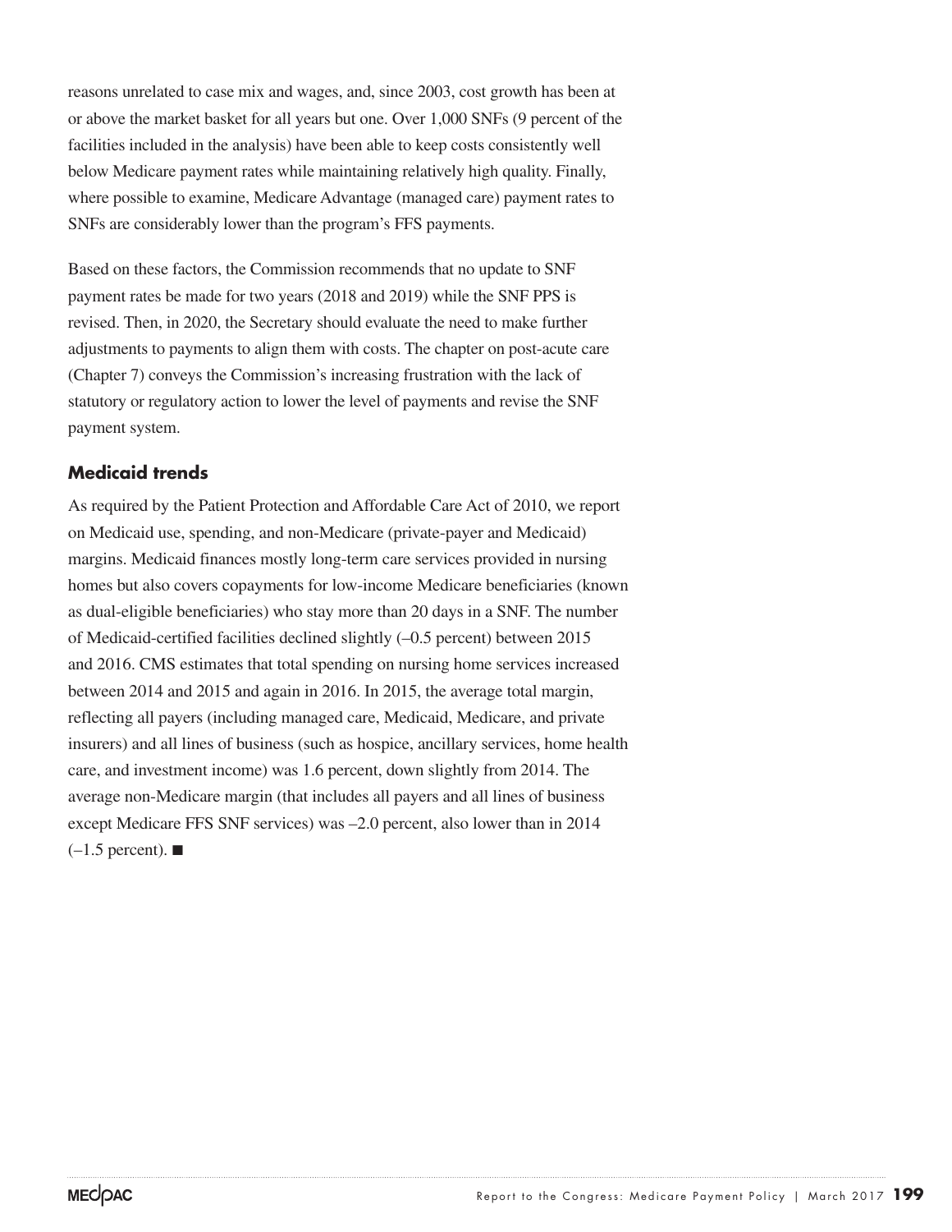reasons unrelated to case mix and wages, and, since 2003, cost growth has been at or above the market basket for all years but one. Over 1,000 SNFs (9 percent of the facilities included in the analysis) have been able to keep costs consistently well below Medicare payment rates while maintaining relatively high quality. Finally, where possible to examine, Medicare Advantage (managed care) payment rates to SNFs are considerably lower than the program's FFS payments.

Based on these factors, the Commission recommends that no update to SNF payment rates be made for two years (2018 and 2019) while the SNF PPS is revised. Then, in 2020, the Secretary should evaluate the need to make further adjustments to payments to align them with costs. The chapter on post-acute care (Chapter 7) conveys the Commission's increasing frustration with the lack of statutory or regulatory action to lower the level of payments and revise the SNF payment system.

## Medicaid trends

As required by the Patient Protection and Affordable Care Act of 2010, we report on Medicaid use, spending, and non-Medicare (private-payer and Medicaid) margins. Medicaid finances mostly long-term care services provided in nursing homes but also covers copayments for low-income Medicare beneficiaries (known as dual-eligible beneficiaries) who stay more than 20 days in a SNF. The number of Medicaid-certified facilities declined slightly (–0.5 percent) between 2015 and 2016. CMS estimates that total spending on nursing home services increased between 2014 and 2015 and again in 2016. In 2015, the average total margin, reflecting all payers (including managed care, Medicaid, Medicare, and private insurers) and all lines of business (such as hospice, ancillary services, home health care, and investment income) was 1.6 percent, down slightly from 2014. The average non-Medicare margin (that includes all payers and all lines of business except Medicare FFS SNF services) was –2.0 percent, also lower than in 2014 (–1.5 percent). ■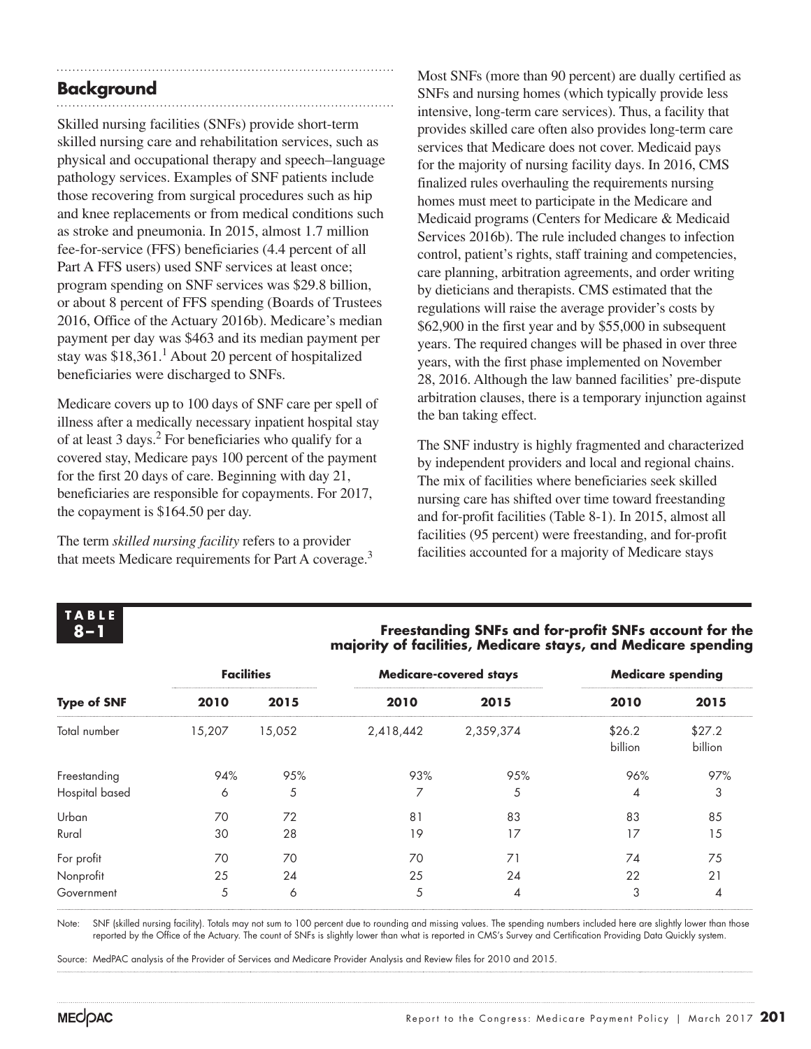## Background

Skilled nursing facilities (SNFs) provide short-term skilled nursing care and rehabilitation services, such as physical and occupational therapy and speech–language pathology services. Examples of SNF patients include those recovering from surgical procedures such as hip and knee replacements or from medical conditions such as stroke and pneumonia. In 2015, almost 1.7 million fee-for-service (FFS) beneficiaries (4.4 percent of all Part A FFS users) used SNF services at least once; program spending on SNF services was $29.8 billion, or about 8 percent of FFS spending (Boards of Trustees 2016, Office of the Actuary 2016b). Medicare's median payment per day was $463 and its median payment per stay was $18,361.[1] About 20 percent of hospitalized beneficiaries were discharged to SNFs.

Medicare covers up to 100 days of SNF care per spell of illness after a medically necessary inpatient hospital stay of at least 3 days.[2] For beneficiaries who qualify for a covered stay, Medicare pays 100 percent of the payment for the first 20 days of care. Beginning with day 21, beneficiaries are responsible for copayments. For 2017, the copayment is $164.50 per day.

The term *skilled nursing facility* refers to a provider that meets Medicare requirements for Part A coverage.[3] Most SNFs (more than 90 percent) are dually certified as SNFs and nursing homes (which typically provide less intensive, long-term care services). Thus, a facility that provides skilled care often also provides long-term care services that Medicare does not cover. Medicaid pays for the majority of nursing facility days. In 2016, CMS finalized rules overhauling the requirements nursing homes must meet to participate in the Medicare and Medicaid programs (Centers for Medicare & Medicaid Services 2016b). The rule included changes to infection control, patient's rights, staff training and competencies, care planning, arbitration agreements, and order writing by dieticians and therapists. CMS estimated that the regulations will raise the average provider's costs by $62,900 in the first year and by $55,000 in subsequent years. The required changes will be phased in over three years, with the first phase implemented on November 28, 2016. Although the law banned facilities' pre-dispute arbitration clauses, there is a temporary injunction against the ban taking effect.

The SNF industry is highly fragmented and characterized by independent providers and local and regional chains. The mix of facilities where beneficiaries seek skilled nursing care has shifted over time toward freestanding and for-profit facilities (Table 8-1). In 2015, almost all facilities (95 percent) were freestanding, and for-profit facilities accounted for a majority of Medicare stays

**TABLE 8–1**

**Freestanding SNFs and for-profit SNFs account for the majority of facilities, Medicare stays, and Medicare spending**

| | Facilities | | Medicare-covered stays | | Medicare spending | |
|---|---|---|---|---|---|---|
| **Type of SNF** | **2010** | **2015** | **2010** | **2015** | **2010** | **2015** |
| Total number | 15,207 | 15,052 | 2,418,442 | 2,359,374 | $26.2 billion | $27.2 billion |
| Freestanding | 94% | 95% | 93% | 95% | 96% | 97% |
| Hospital based | 6 | 5 | 7 | 5 | 4 | 3 |
| Urban | 70 | 72 | 81 | 83 | 83 | 85 |
| Rural | 30 | 28 | 19 | 17 | 17 | 15 |
| For profit | 70 | 70 | 70 | 71 | 74 | 75 |
| Nonprofit | 25 | 24 | 25 | 24 | 22 | 21 |
| Government | 5 | 6 | 5 | 4 | 3 | 4 |

Note: SNF (skilled nursing facility). Totals may not sum to 100 percent due to rounding and missing values. The spending numbers included here are slightly lower than those reported by the Office of the Actuary. The count of SNFs is slightly lower than what is reported in CMS's Survey and Certification Providing Data Quickly system.

Source: MedPAC analysis of the Provider of Services and Medicare Provider Analysis and Review files for 2010 and 2015.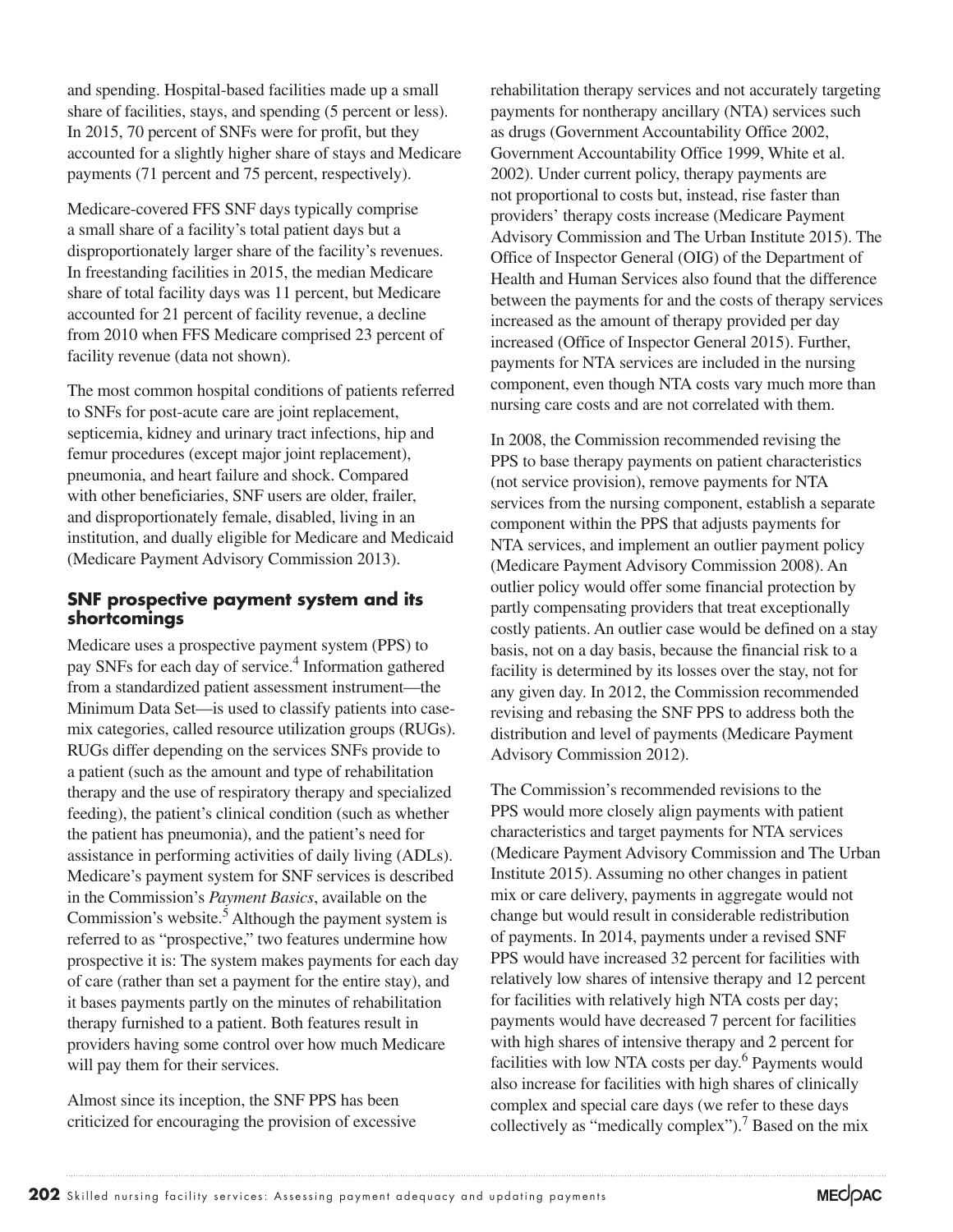and spending. Hospital-based facilities made up a small share of facilities, stays, and spending (5 percent or less). In 2015, 70 percent of SNFs were for profit, but they accounted for a slightly higher share of stays and Medicare payments (71 percent and 75 percent, respectively).

Medicare-covered FFS SNF days typically comprise a small share of a facility's total patient days but a disproportionately larger share of the facility's revenues. In freestanding facilities in 2015, the median Medicare share of total facility days was 11 percent, but Medicare accounted for 21 percent of facility revenue, a decline from 2010 when FFS Medicare comprised 23 percent of facility revenue (data not shown).

The most common hospital conditions of patients referred to SNFs for post-acute care are joint replacement, septicemia, kidney and urinary tract infections, hip and femur procedures (except major joint replacement), pneumonia, and heart failure and shock. Compared with other beneficiaries, SNF users are older, frailer, and disproportionately female, disabled, living in an institution, and dually eligible for Medicare and Medicaid (Medicare Payment Advisory Commission 2013).

### SNF prospective payment system and its shortcomings

Medicare uses a prospective payment system (PPS) to pay SNFs for each day of service.[4] Information gathered from a standardized patient assessment instrument—the Minimum Data Set—is used to classify patients into case-mix categories, called resource utilization groups (RUGs). RUGs differ depending on the services SNFs provide to a patient (such as the amount and type of rehabilitation therapy and the use of respiratory therapy and specialized feeding), the patient's clinical condition (such as whether the patient has pneumonia), and the patient's need for assistance in performing activities of daily living (ADLs). Medicare's payment system for SNF services is described in the Commission's *Payment Basics*, available on the Commission's website.[5] Although the payment system is referred to as "prospective," two features undermine how prospective it is: The system makes payments for each day of care (rather than set a payment for the entire stay), and it bases payments partly on the minutes of rehabilitation therapy furnished to a patient. Both features result in providers having some control over how much Medicare will pay them for their services.

Almost since its inception, the SNF PPS has been criticized for encouraging the provision of excessive rehabilitation therapy services and not accurately targeting payments for nontherapy ancillary (NTA) services such as drugs (Government Accountability Office 2002, Government Accountability Office 1999, White et al. 2002). Under current policy, therapy payments are not proportional to costs but, instead, rise faster than providers' therapy costs increase (Medicare Payment Advisory Commission and The Urban Institute 2015). The Office of Inspector General (OIG) of the Department of Health and Human Services also found that the difference between the payments for and the costs of therapy services increased as the amount of therapy provided per day increased (Office of Inspector General 2015). Further, payments for NTA services are included in the nursing component, even though NTA costs vary much more than nursing care costs and are not correlated with them.

In 2008, the Commission recommended revising the PPS to base therapy payments on patient characteristics (not service provision), remove payments for NTA services from the nursing component, establish a separate component within the PPS that adjusts payments for NTA services, and implement an outlier payment policy (Medicare Payment Advisory Commission 2008). An outlier policy would offer some financial protection by partly compensating providers that treat exceptionally costly patients. An outlier case would be defined on a stay basis, not on a day basis, because the financial risk to a facility is determined by its losses over the stay, not for any given day. In 2012, the Commission recommended revising and rebasing the SNF PPS to address both the distribution and level of payments (Medicare Payment Advisory Commission 2012).

The Commission's recommended revisions to the PPS would more closely align payments with patient characteristics and target payments for NTA services (Medicare Payment Advisory Commission and The Urban Institute 2015). Assuming no other changes in patient mix or care delivery, payments in aggregate would not change but would result in considerable redistribution of payments. In 2014, payments under a revised SNF PPS would have increased 32 percent for facilities with relatively low shares of intensive therapy and 12 percent for facilities with relatively high NTA costs per day; payments would have decreased 7 percent for facilities with high shares of intensive therapy and 2 percent for facilities with low NTA costs per day.[6] Payments would also increase for facilities with high shares of clinically complex and special care days (we refer to these days collectively as "medically complex").[7] Based on the mix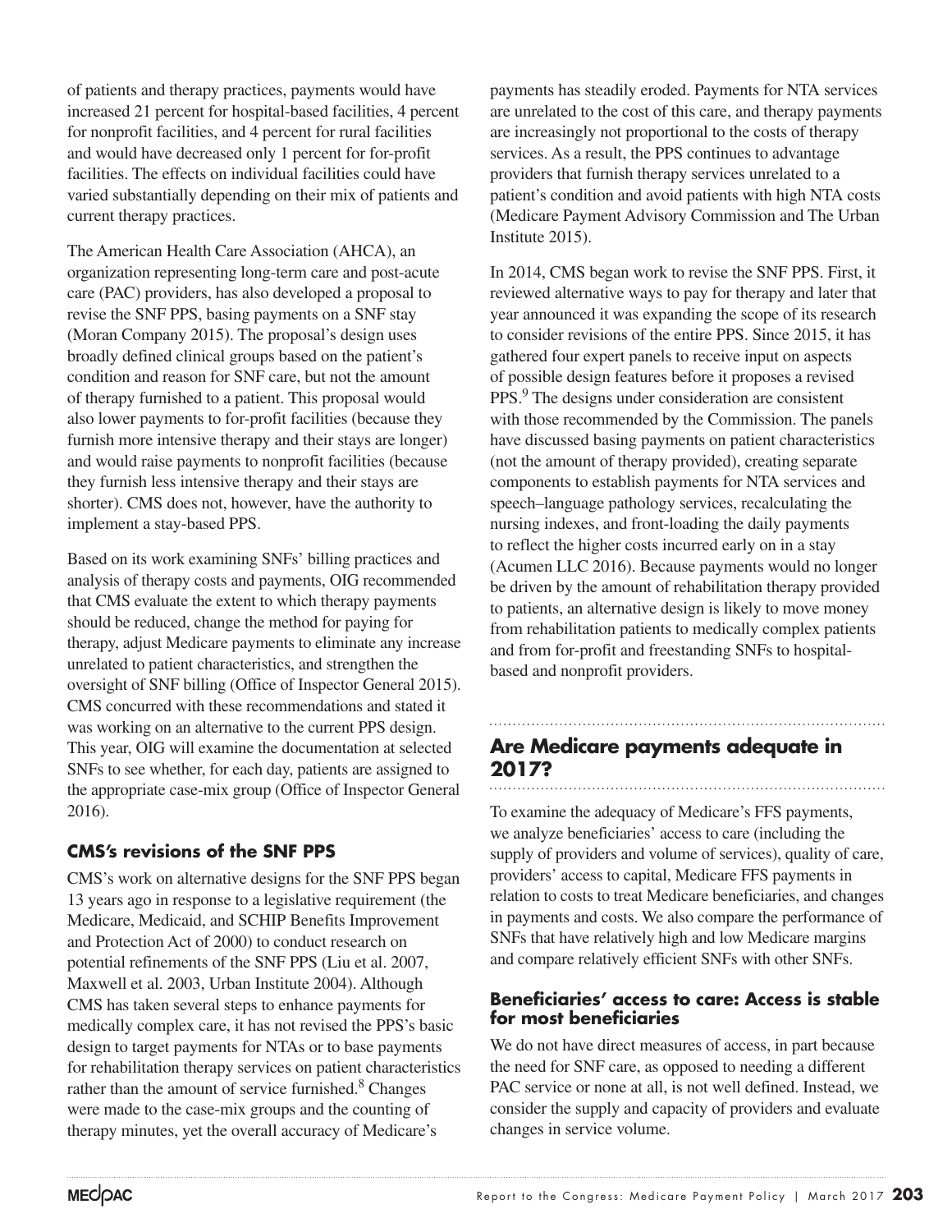of patients and therapy practices, payments would have increased 21 percent for hospital-based facilities, 4 percent for nonprofit facilities, and 4 percent for rural facilities and would have decreased only 1 percent for for-profit facilities. The effects on individual facilities could have varied substantially depending on their mix of patients and current therapy practices.

The American Health Care Association (AHCA), an organization representing long-term care and post-acute care (PAC) providers, has also developed a proposal to revise the SNF PPS, basing payments on a SNF stay (Moran Company 2015). The proposal's design uses broadly defined clinical groups based on the patient's condition and reason for SNF care, but not the amount of therapy furnished to a patient. This proposal would also lower payments to for-profit facilities (because they furnish more intensive therapy and their stays are longer) and would raise payments to nonprofit facilities (because they furnish less intensive therapy and their stays are shorter). CMS does not, however, have the authority to implement a stay-based PPS.

Based on its work examining SNFs' billing practices and analysis of therapy costs and payments, OIG recommended that CMS evaluate the extent to which therapy payments should be reduced, change the method for paying for therapy, adjust Medicare payments to eliminate any increase unrelated to patient characteristics, and strengthen the oversight of SNF billing (Office of Inspector General 2015). CMS concurred with these recommendations and stated it was working on an alternative to the current PPS design. This year, OIG will examine the documentation at selected SNFs to see whether, for each day, patients are assigned to the appropriate case-mix group (Office of Inspector General 2016).

### CMS's revisions of the SNF PPS

CMS's work on alternative designs for the SNF PPS began 13 years ago in response to a legislative requirement (the Medicare, Medicaid, and SCHIP Benefits Improvement and Protection Act of 2000) to conduct research on potential refinements of the SNF PPS (Liu et al. 2007, Maxwell et al. 2003, Urban Institute 2004). Although CMS has taken several steps to enhance payments for medically complex care, it has not revised the PPS's basic design to target payments for NTAs or to base payments for rehabilitation therapy services on patient characteristics rather than the amount of service furnished.[8] Changes were made to the case-mix groups and the counting of therapy minutes, yet the overall accuracy of Medicare's payments has steadily eroded. Payments for NTA services are unrelated to the cost of this care, and therapy payments are increasingly not proportional to the costs of therapy services. As a result, the PPS continues to advantage providers that furnish therapy services unrelated to a patient's condition and avoid patients with high NTA costs (Medicare Payment Advisory Commission and The Urban Institute 2015).

In 2014, CMS began work to revise the SNF PPS. First, it reviewed alternative ways to pay for therapy and later that year announced it was expanding the scope of its research to consider revisions of the entire PPS. Since 2015, it has gathered four expert panels to receive input on aspects of possible design features before it proposes a revised PPS.[9] The designs under consideration are consistent with those recommended by the Commission. The panels have discussed basing payments on patient characteristics (not the amount of therapy provided), creating separate components to establish payments for NTA services and speech–language pathology services, recalculating the nursing indexes, and front-loading the daily payments to reflect the higher costs incurred early on in a stay (Acumen LLC 2016). Because payments would no longer be driven by the amount of rehabilitation therapy provided to patients, an alternative design is likely to move money from rehabilitation patients to medically complex patients and from for-profit and freestanding SNFs to hospital-based and nonprofit providers.

## Are Medicare payments adequate in 2017?

To examine the adequacy of Medicare's FFS payments, we analyze beneficiaries' access to care (including the supply of providers and volume of services), quality of care, providers' access to capital, Medicare FFS payments in relation to costs to treat Medicare beneficiaries, and changes in payments and costs. We also compare the performance of SNFs that have relatively high and low Medicare margins and compare relatively efficient SNFs with other SNFs.

### Beneficiaries' access to care: Access is stable for most beneficiaries

We do not have direct measures of access, in part because the need for SNF care, as opposed to needing a different PAC service or none at all, is not well defined. Instead, we consider the supply and capacity of providers and evaluate changes in service volume.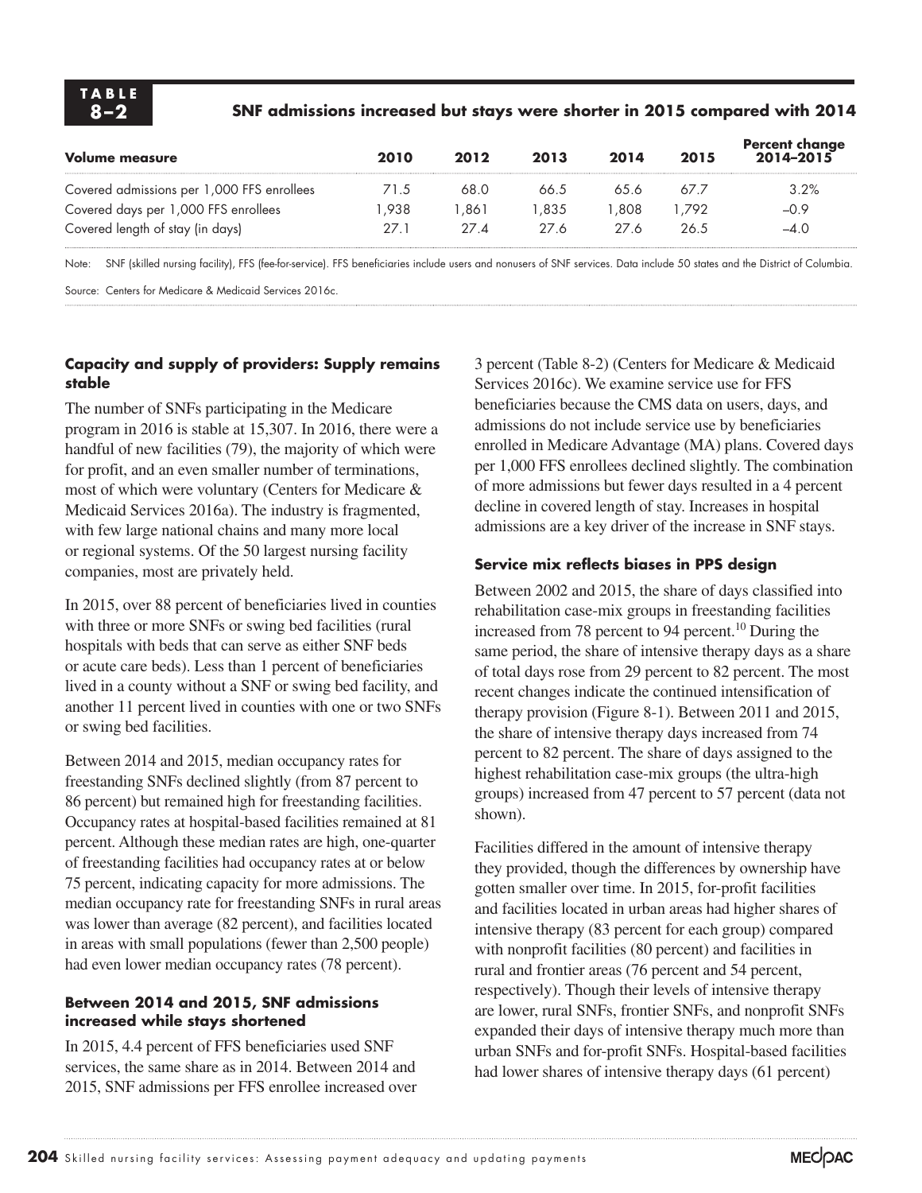**TABLE 8–2**

**SNF admissions increased but stays were shorter in 2015 compared with 2014**

| Volume measure | 2010 | 2012 | 2013 | 2014 | 2015 | Percent change 2014–2015 |
|---|---|---|---|---|---|---|
| Covered admissions per 1,000 FFS enrollees | 71.5 | 68.0 | 66.5 | 65.6 | 67.7 | 3.2% |
| Covered days per 1,000 FFS enrollees | 1,938 | 1,861 | 1,835 | 1,808 | 1,792 | –0.9 |
| Covered length of stay (in days) | 27.1 | 27.4 | 27.6 | 27.6 | 26.5 | –4.0 |

Note: SNF (skilled nursing facility), FFS (fee-for-service). FFS beneficiaries include users and nonusers of SNF services. Data include 50 states and the District of Columbia.

Source: Centers for Medicare & Medicaid Services 2016c.

### Capacity and supply of providers: Supply remains stable

The number of SNFs participating in the Medicare program in 2016 is stable at 15,307. In 2016, there were a handful of new facilities (79), the majority of which were for profit, and an even smaller number of terminations, most of which were voluntary (Centers for Medicare & Medicaid Services 2016a). The industry is fragmented, with few large national chains and many more local or regional systems. Of the 50 largest nursing facility companies, most are privately held.

In 2015, over 88 percent of beneficiaries lived in counties with three or more SNFs or swing bed facilities (rural hospitals with beds that can serve as either SNF beds or acute care beds). Less than 1 percent of beneficiaries lived in a county without a SNF or swing bed facility, and another 11 percent lived in counties with one or two SNFs or swing bed facilities.

Between 2014 and 2015, median occupancy rates for freestanding SNFs declined slightly (from 87 percent to 86 percent) but remained high for freestanding facilities. Occupancy rates at hospital-based facilities remained at 81 percent. Although these median rates are high, one-quarter of freestanding facilities had occupancy rates at or below 75 percent, indicating capacity for more admissions. The median occupancy rate for freestanding SNFs in rural areas was lower than average (82 percent), and facilities located in areas with small populations (fewer than 2,500 people) had even lower median occupancy rates (78 percent).

### Between 2014 and 2015, SNF admissions increased while stays shortened

In 2015, 4.4 percent of FFS beneficiaries used SNF services, the same share as in 2014. Between 2014 and 2015, SNF admissions per FFS enrollee increased over 3 percent (Table 8-2) (Centers for Medicare & Medicaid Services 2016c). We examine service use for FFS beneficiaries because the CMS data on users, days, and admissions do not include service use by beneficiaries enrolled in Medicare Advantage (MA) plans. Covered days per 1,000 FFS enrollees declined slightly. The combination of more admissions but fewer days resulted in a 4 percent decline in covered length of stay. Increases in hospital admissions are a key driver of the increase in SNF stays.

### Service mix reflects biases in PPS design

Between 2002 and 2015, the share of days classified into rehabilitation case-mix groups in freestanding facilities increased from 78 percent to 94 percent.[10] During the same period, the share of intensive therapy days as a share of total days rose from 29 percent to 82 percent. The most recent changes indicate the continued intensification of therapy provision (Figure 8-1). Between 2011 and 2015, the share of intensive therapy days increased from 74 percent to 82 percent. The share of days assigned to the highest rehabilitation case-mix groups (the ultra-high groups) increased from 47 percent to 57 percent (data not shown).

Facilities differed in the amount of intensive therapy they provided, though the differences by ownership have gotten smaller over time. In 2015, for-profit facilities and facilities located in urban areas had higher shares of intensive therapy (83 percent for each group) compared with nonprofit facilities (80 percent) and facilities in rural and frontier areas (76 percent and 54 percent, respectively). Though their levels of intensive therapy are lower, rural SNFs, frontier SNFs, and nonprofit SNFs expanded their days of intensive therapy much more than urban SNFs and for-profit SNFs. Hospital-based facilities had lower shares of intensive therapy days (61 percent)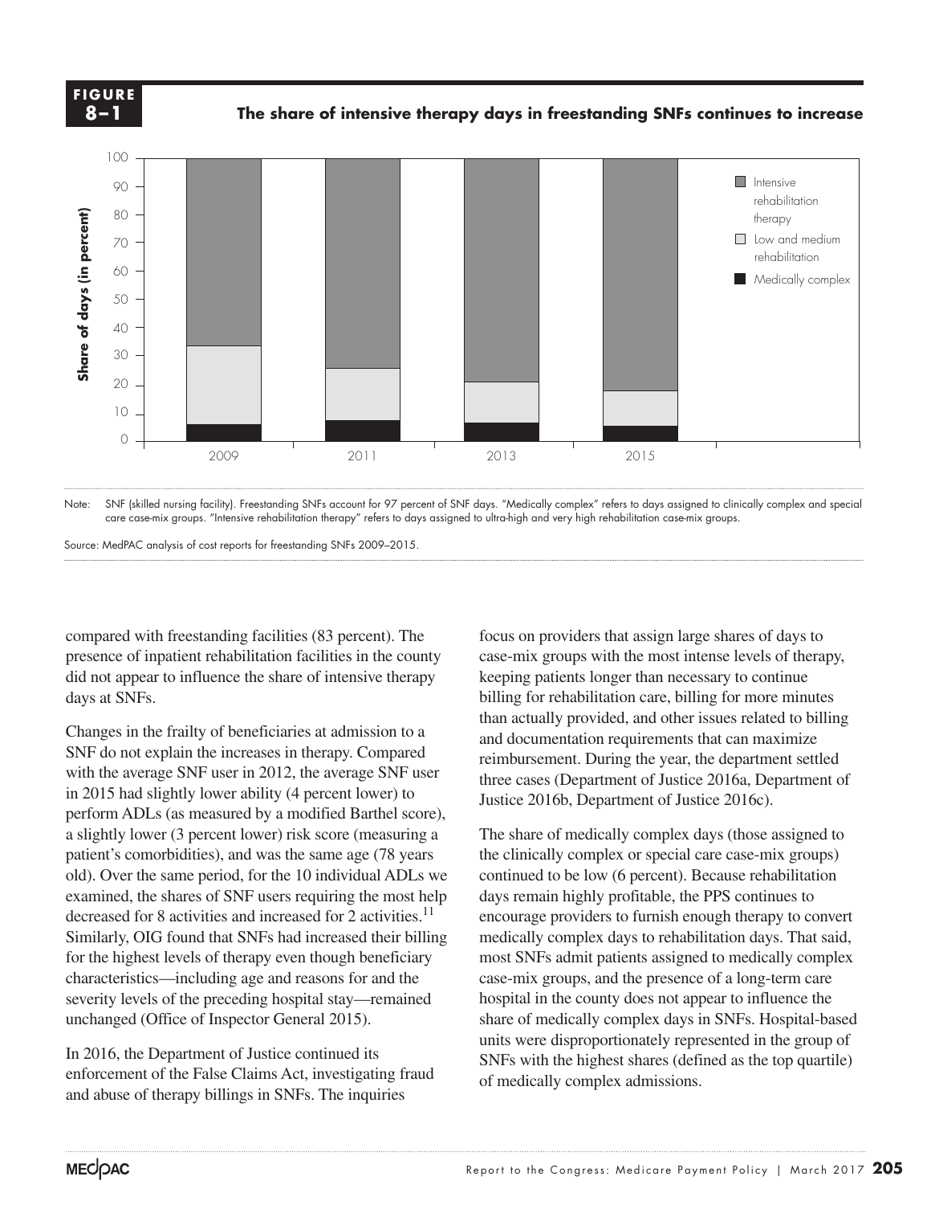**FIGURE 8–1**

**The share of intensive therapy days in freestanding SNFs continues to increase**

Note: SNF (skilled nursing facility). Freestanding SNFs account for 97 percent of SNF days. "Medically complex" refers to days assigned to clinically complex and special care case-mix groups. "Intensive rehabilitation therapy" refers to days assigned to ultra-high and very high rehabilitation case-mix groups.

Source: MedPAC analysis of cost reports for freestanding SNFs 2009–2015.

compared with freestanding facilities (83 percent). The presence of inpatient rehabilitation facilities in the county did not appear to influence the share of intensive therapy days at SNFs.

Changes in the frailty of beneficiaries at admission to a SNF do not explain the increases in therapy. Compared with the average SNF user in 2012, the average SNF user in 2015 had slightly lower ability (4 percent lower) to perform ADLs (as measured by a modified Barthel score), a slightly lower (3 percent lower) risk score (measuring a patient's comorbidities), and was the same age (78 years old). Over the same period, for the 10 individual ADLs we examined, the shares of SNF users requiring the most help decreased for 8 activities and increased for 2 activities.[11] Similarly, OIG found that SNFs had increased their billing for the highest levels of therapy even though beneficiary characteristics—including age and reasons for and the severity levels of the preceding hospital stay—remained unchanged (Office of Inspector General 2015).

In 2016, the Department of Justice continued its enforcement of the False Claims Act, investigating fraud and abuse of therapy billings in SNFs. The inquiries focus on providers that assign large shares of days to case-mix groups with the most intense levels of therapy, keeping patients longer than necessary to continue billing for rehabilitation care, billing for more minutes than actually provided, and other issues related to billing and documentation requirements that can maximize reimbursement. During the year, the department settled three cases (Department of Justice 2016a, Department of Justice 2016b, Department of Justice 2016c).

The share of medically complex days (those assigned to the clinically complex or special care case-mix groups) continued to be low (6 percent). Because rehabilitation days remain highly profitable, the PPS continues to encourage providers to furnish enough therapy to convert medically complex days to rehabilitation days. That said, most SNFs admit patients assigned to medically complex case-mix groups, and the presence of a long-term care hospital in the county does not appear to influence the share of medically complex days in SNFs. Hospital-based units were disproportionately represented in the group of SNFs with the highest shares (defined as the top quartile) of medically complex admissions.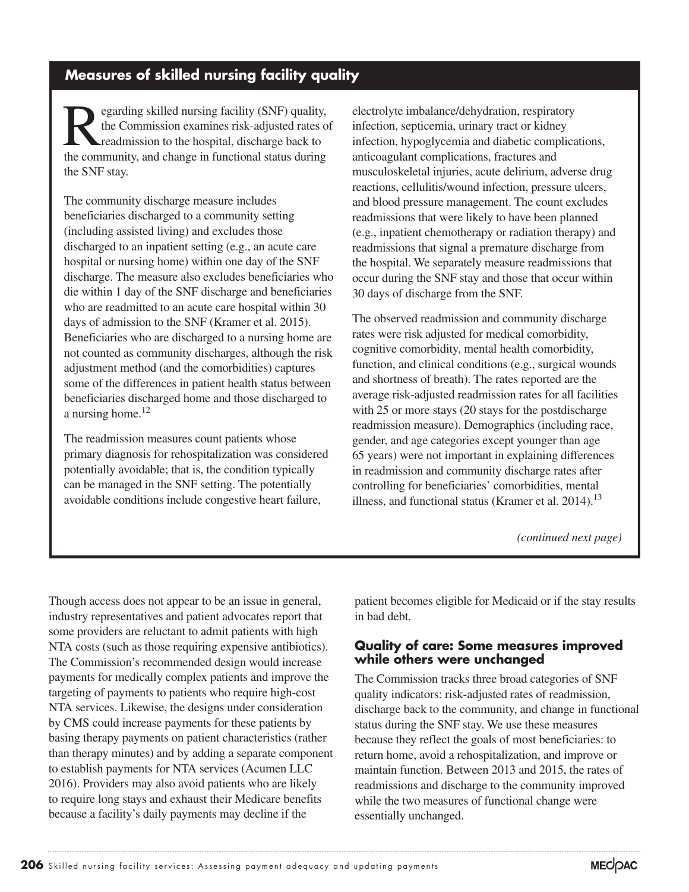## Measures of skilled nursing facility quality

Regarding skilled nursing facility (SNF) quality, the Commission examines risk-adjusted rates of readmission to the hospital, discharge back to the community, and change in functional status during the SNF stay.

The community discharge measure includes beneficiaries discharged to a community setting (including assisted living) and excludes those discharged to an inpatient setting (e.g., an acute care hospital or nursing home) within one day of the SNF discharge. The measure also excludes beneficiaries who die within 1 day of the SNF discharge and beneficiaries who are readmitted to an acute care hospital within 30 days of admission to the SNF (Kramer et al. 2015). Beneficiaries who are discharged to a nursing home are not counted as community discharges, although the risk adjustment method (and the comorbidities) captures some of the differences in patient health status between beneficiaries discharged home and those discharged to a nursing home.[12]

The readmission measures count patients whose primary diagnosis for rehospitalization was considered potentially avoidable; that is, the condition typically can be managed in the SNF setting. The potentially avoidable conditions include congestive heart failure, electrolyte imbalance/dehydration, respiratory infection, septicemia, urinary tract or kidney infection, hypoglycemia and diabetic complications, anticoagulant complications, fractures and musculoskeletal injuries, acute delirium, adverse drug reactions, cellulitis/wound infection, pressure ulcers, and blood pressure management. The count excludes readmissions that were likely to have been planned (e.g., inpatient chemotherapy or radiation therapy) and readmissions that signal a premature discharge from the hospital. We separately measure readmissions that occur during the SNF stay and those that occur within 30 days of discharge from the SNF.

The observed readmission and community discharge rates were risk adjusted for medical comorbidity, cognitive comorbidity, mental health comorbidity, function, and clinical conditions (e.g., surgical wounds and shortness of breath). The rates reported are the average risk-adjusted readmission rates for all facilities with 25 or more stays (20 stays for the postdischarge readmission measure). Demographics (including race, gender, and age categories except younger than age 65 years) were not important in explaining differences in readmission and community discharge rates after controlling for beneficiaries' comorbidities, mental illness, and functional status (Kramer et al. 2014).[13]

*(continued next page)*

Though access does not appear to be an issue in general, industry representatives and patient advocates report that some providers are reluctant to admit patients with high NTA costs (such as those requiring expensive antibiotics). The Commission's recommended design would increase payments for medically complex patients and improve the targeting of payments to patients who require high-cost NTA services. Likewise, the designs under consideration by CMS could increase payments for these patients by basing therapy payments on patient characteristics (rather than therapy minutes) and by adding a separate component to establish payments for NTA services (Acumen LLC 2016). Providers may also avoid patients who are likely to require long stays and exhaust their Medicare benefits because a facility's daily payments may decline if the patient becomes eligible for Medicaid or if the stay results in bad debt.

### Quality of care: Some measures improved while others were unchanged

The Commission tracks three broad categories of SNF quality indicators: risk-adjusted rates of readmission, discharge back to the community, and change in functional status during the SNF stay. We use these measures because they reflect the goals of most beneficiaries: to return home, avoid a rehospitalization, and improve or maintain function. Between 2013 and 2015, the rates of readmissions and discharge to the community improved while the two measures of functional change were essentially unchanged.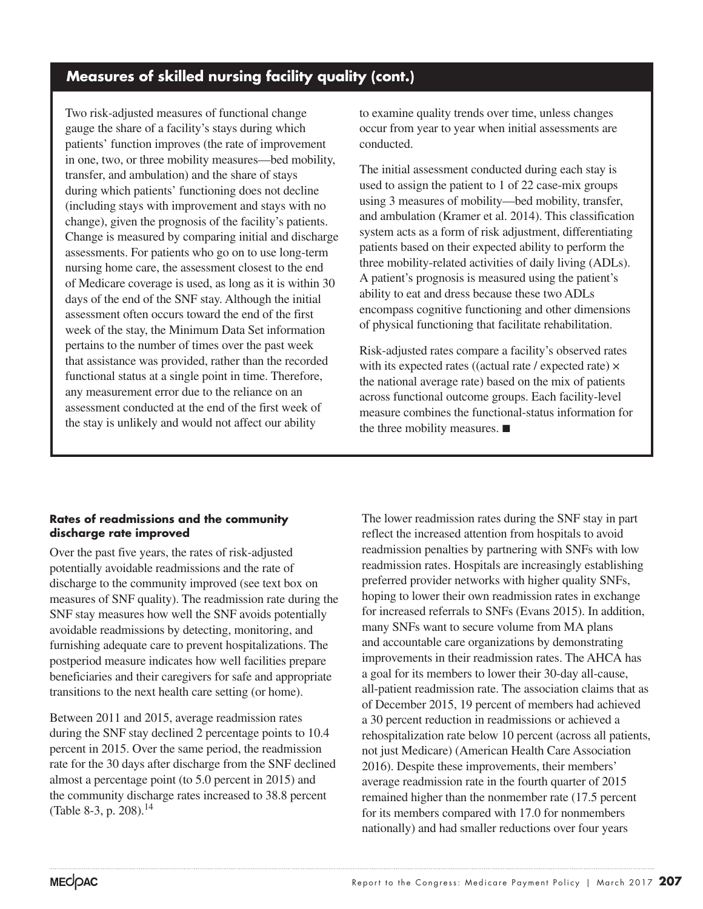## Measures of skilled nursing facility quality (cont.)

Two risk-adjusted measures of functional change gauge the share of a facility's stays during which patients' function improves (the rate of improvement in one, two, or three mobility measures—bed mobility, transfer, and ambulation) and the share of stays during which patients' functioning does not decline (including stays with improvement and stays with no change), given the prognosis of the facility's patients. Change is measured by comparing initial and discharge assessments. For patients who go on to use long-term nursing home care, the assessment closest to the end of Medicare coverage is used, as long as it is within 30 days of the end of the SNF stay. Although the initial assessment often occurs toward the end of the first week of the stay, the Minimum Data Set information pertains to the number of times over the past week that assistance was provided, rather than the recorded functional status at a single point in time. Therefore, any measurement error due to the reliance on an assessment conducted at the end of the first week of the stay is unlikely and would not affect our ability to examine quality trends over time, unless changes occur from year to year when initial assessments are conducted.

The initial assessment conducted during each stay is used to assign the patient to 1 of 22 case-mix groups using 3 measures of mobility—bed mobility, transfer, and ambulation (Kramer et al. 2014). This classification system acts as a form of risk adjustment, differentiating patients based on their expected ability to perform the three mobility-related activities of daily living (ADLs). A patient's prognosis is measured using the patient's ability to eat and dress because these two ADLs encompass cognitive functioning and other dimensions of physical functioning that facilitate rehabilitation.

Risk-adjusted rates compare a facility's observed rates with its expected rates ((actual rate / expected rate) × the national average rate) based on the mix of patients across functional outcome groups. Each facility-level measure combines the functional-status information for the three mobility measures. ■

#### Rates of readmissions and the community discharge rate improved

Over the past five years, the rates of risk-adjusted potentially avoidable readmissions and the rate of discharge to the community improved (see text box on measures of SNF quality). The readmission rate during the SNF stay measures how well the SNF avoids potentially avoidable readmissions by detecting, monitoring, and furnishing adequate care to prevent hospitalizations. The postperiod measure indicates how well facilities prepare beneficiaries and their caregivers for safe and appropriate transitions to the next health care setting (or home).

Between 2011 and 2015, average readmission rates during the SNF stay declined 2 percentage points to 10.4 percent in 2015. Over the same period, the readmission rate for the 30 days after discharge from the SNF declined almost a percentage point (to 5.0 percent in 2015) and the community discharge rates increased to 38.8 percent (Table 8-3, p. 208).[14]

The lower readmission rates during the SNF stay in part reflect the increased attention from hospitals to avoid readmission penalties by partnering with SNFs with low readmission rates. Hospitals are increasingly establishing preferred provider networks with higher quality SNFs, hoping to lower their own readmission rates in exchange for increased referrals to SNFs (Evans 2015). In addition, many SNFs want to secure volume from MA plans and accountable care organizations by demonstrating improvements in their readmission rates. The AHCA has a goal for its members to lower their 30-day all-cause, all-patient readmission rate. The association claims that as of December 2015, 19 percent of members had achieved a 30 percent reduction in readmissions or achieved a rehospitalization rate below 10 percent (across all patients, not just Medicare) (American Health Care Association 2016). Despite these improvements, their members' average readmission rate in the fourth quarter of 2015 remained higher than the nonmember rate (17.5 percent for its members compared with 17.0 for nonmembers nationally) and had smaller reductions over four years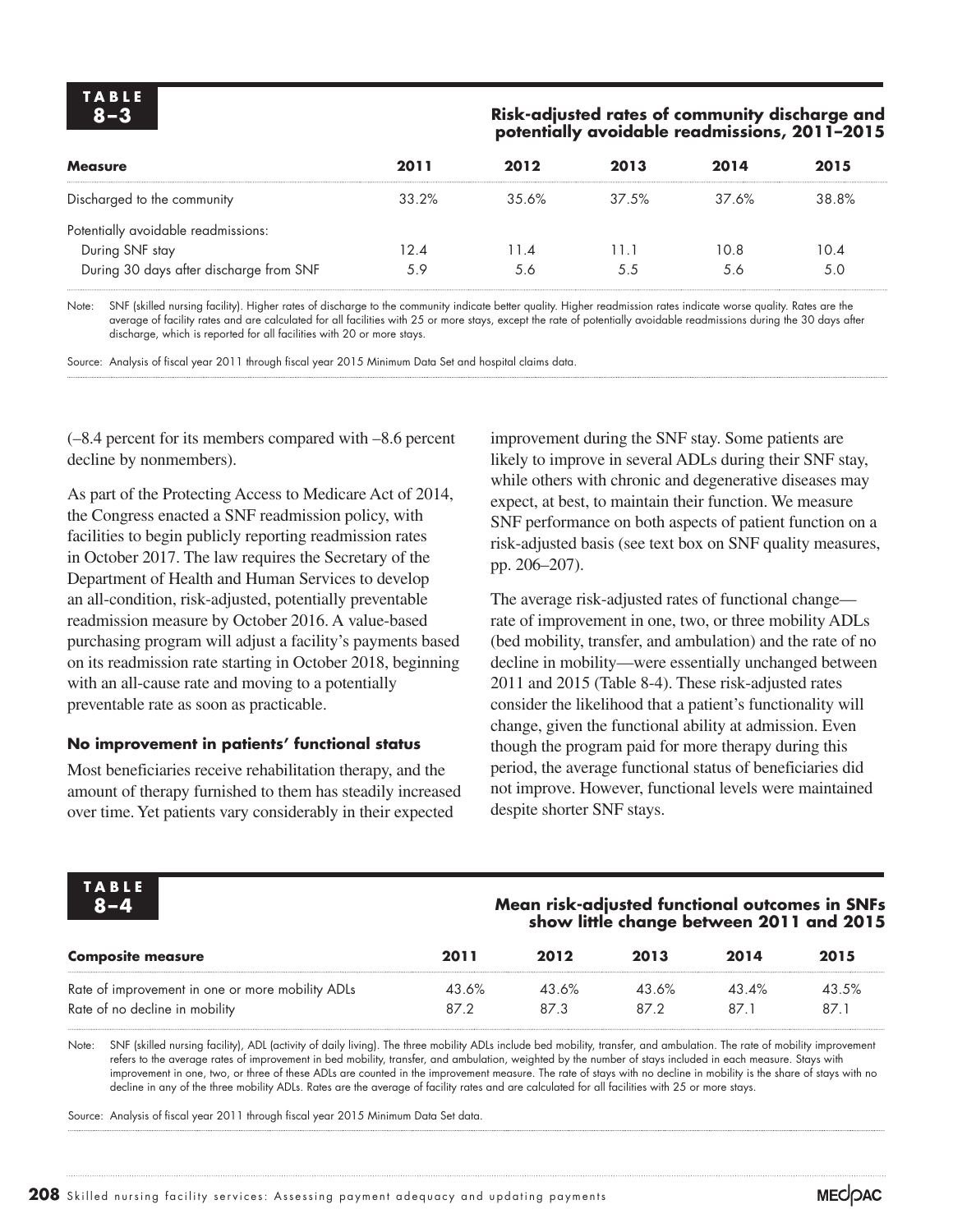**TABLE 8–3**

**Risk-adjusted rates of community discharge and potentially avoidable readmissions, 2011–2015**

| Measure | 2011 | 2012 | 2013 | 2014 | 2015 |
|---|---|---|---|---|---|
| Discharged to the community | 33.2% | 35.6% | 37.5% | 37.6% | 38.8% |
| Potentially avoidable readmissions: | | | | | |
| During SNF stay | 12.4 | 11.4 | 11.1 | 10.8 | 10.4 |
| During 30 days after discharge from SNF | 5.9 | 5.6 | 5.5 | 5.6 | 5.0 |

Note: SNF (skilled nursing facility). Higher rates of discharge to the community indicate better quality. Higher readmission rates indicate worse quality. Rates are the average of facility rates and are calculated for all facilities with 25 or more stays, except the rate of potentially avoidable readmissions during the 30 days after discharge, which is reported for all facilities with 20 or more stays.

Source: Analysis of fiscal year 2011 through fiscal year 2015 Minimum Data Set and hospital claims data.

(–8.4 percent for its members compared with –8.6 percent decline by nonmembers).

As part of the Protecting Access to Medicare Act of 2014, the Congress enacted a SNF readmission policy, with facilities to begin publicly reporting readmission rates in October 2017. The law requires the Secretary of the Department of Health and Human Services to develop an all-condition, risk-adjusted, potentially preventable readmission measure by October 2016. A value-based purchasing program will adjust a facility's payments based on its readmission rate starting in October 2018, beginning with an all-cause rate and moving to a potentially preventable rate as soon as practicable.

#### No improvement in patients' functional status

Most beneficiaries receive rehabilitation therapy, and the amount of therapy furnished to them has steadily increased over time. Yet patients vary considerably in their expected improvement during the SNF stay. Some patients are likely to improve in several ADLs during their SNF stay, while others with chronic and degenerative diseases may expect, at best, to maintain their function. We measure SNF performance on both aspects of patient function on a risk-adjusted basis (see text box on SNF quality measures, pp. 206–207).

The average risk-adjusted rates of functional change—rate of improvement in one, two, or three mobility ADLs (bed mobility, transfer, and ambulation) and the rate of no decline in mobility—were essentially unchanged between 2011 and 2015 (Table 8-4). These risk-adjusted rates consider the likelihood that a patient's functionality will change, given the functional ability at admission. Even though the program paid for more therapy during this period, the average functional status of beneficiaries did not improve. However, functional levels were maintained despite shorter SNF stays.

**TABLE 8–4**

**Mean risk-adjusted functional outcomes in SNFs show little change between 2011 and 2015**

| Composite measure | 2011 | 2012 | 2013 | 2014 | 2015 |
|---|---|---|---|---|---|
| Rate of improvement in one or more mobility ADLs | 43.6% | 43.6% | 43.6% | 43.4% | 43.5% |
| Rate of no decline in mobility | 87.2 | 87.3 | 87.2 | 87.1 | 87.1 |

Note: SNF (skilled nursing facility), ADL (activity of daily living). The three mobility ADLs include bed mobility, transfer, and ambulation. The rate of mobility improvement refers to the average rates of improvement in bed mobility, transfer, and ambulation, weighted by the number of stays included in each measure. Stays with improvement in one, two, or three of these ADLs are counted in the improvement measure. The rate of stays with no decline in mobility is the share of stays with no decline in any of the three mobility ADLs. Rates are the average of facility rates and are calculated for all facilities with 25 or more stays.

Source: Analysis of fiscal year 2011 through fiscal year 2015 Minimum Data Set data.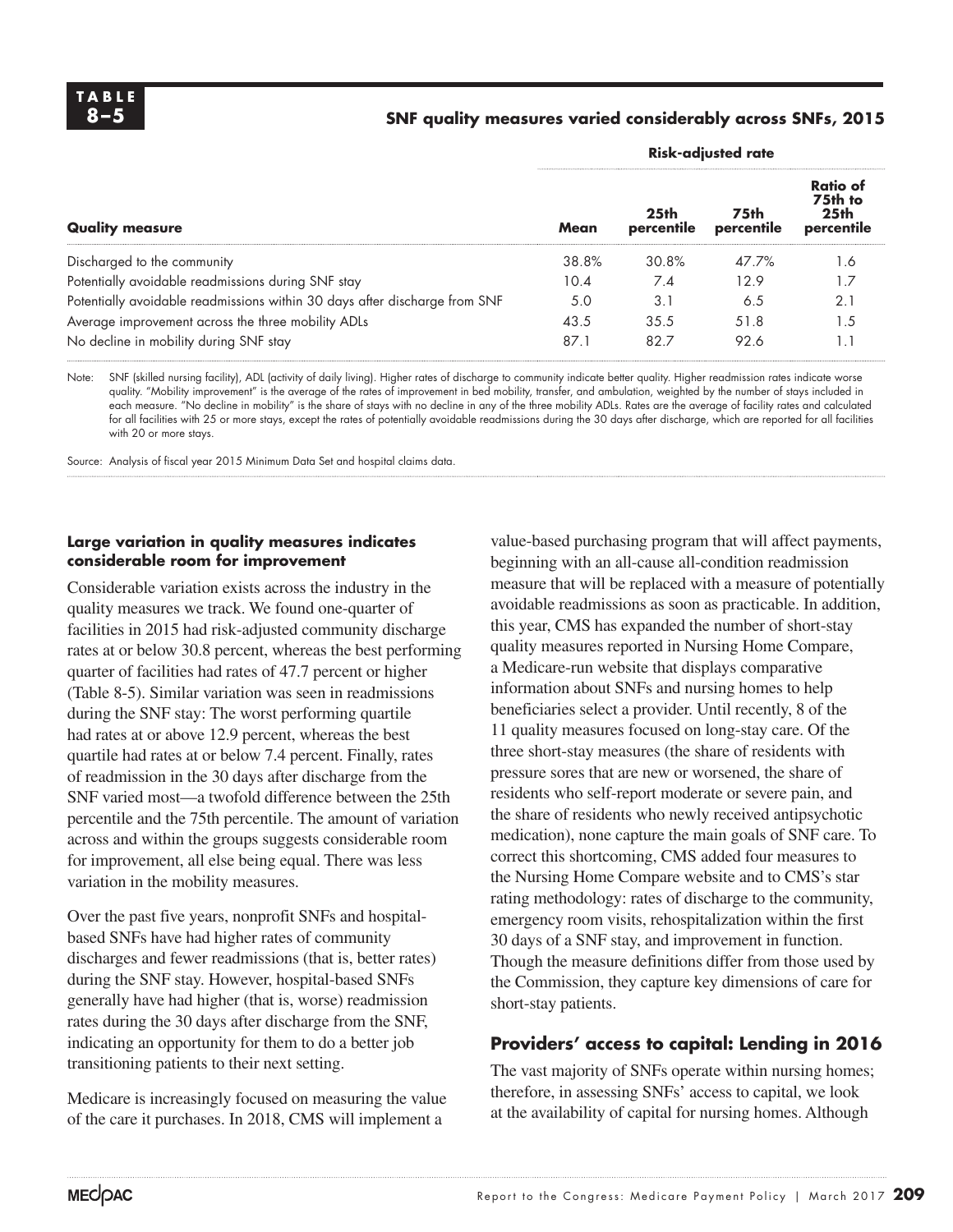**TABLE 8–5**

**SNF quality measures varied considerably across SNFs, 2015**

| Quality measure | Risk-adjusted rate | | | |
|---|---|---|---|---|
| | **Mean** | **25th percentile** | **75th percentile** | **Ratio of 75th to 25th percentile** |
| Discharged to the community | 38.8% | 30.8% | 47.7% | 1.6 |
| Potentially avoidable readmissions during SNF stay | 10.4 | 7.4 | 12.9 | 1.7 |
| Potentially avoidable readmissions within 30 days after discharge from SNF | 5.0 | 3.1 | 6.5 | 2.1 |
| Average improvement across the three mobility ADLs | 43.5 | 35.5 | 51.8 | 1.5 |
| No decline in mobility during SNF stay | 87.1 | 82.7 | 92.6 | 1.1 |

Note: SNF (skilled nursing facility), ADL (activity of daily living). Higher rates of discharge to community indicate better quality. Higher readmission rates indicate worse quality. "Mobility improvement" is the average of the rates of improvement in bed mobility, transfer, and ambulation, weighted by the number of stays included in each measure. "No decline in mobility" is the share of stays with no decline in any of the three mobility ADLs. Rates are the average of facility rates and calculated for all facilities with 25 or more stays, except the rates of potentially avoidable readmissions during the 30 days after discharge, which are reported for all facilities with 20 or more stays.

Source: Analysis of fiscal year 2015 Minimum Data Set and hospital claims data.

#### Large variation in quality measures indicates considerable room for improvement

Considerable variation exists across the industry in the quality measures we track. We found one-quarter of facilities in 2015 had risk-adjusted community discharge rates at or below 30.8 percent, whereas the best performing quarter of facilities had rates of 47.7 percent or higher (Table 8-5). Similar variation was seen in readmissions during the SNF stay: The worst performing quartile had rates at or above 12.9 percent, whereas the best quartile had rates at or below 7.4 percent. Finally, rates of readmission in the 30 days after discharge from the SNF varied most—a twofold difference between the 25th percentile and the 75th percentile. The amount of variation across and within the groups suggests considerable room for improvement, all else being equal. There was less variation in the mobility measures.

Over the past five years, nonprofit SNFs and hospital-based SNFs have had higher rates of community discharges and fewer readmissions (that is, better rates) during the SNF stay. However, hospital-based SNFs generally have had higher (that is, worse) readmission rates during the 30 days after discharge from the SNF, indicating an opportunity for them to do a better job transitioning patients to their next setting.

Medicare is increasingly focused on measuring the value of the care it purchases. In 2018, CMS will implement a value-based purchasing program that will affect payments, beginning with an all-cause all-condition readmission measure that will be replaced with a measure of potentially avoidable readmissions as soon as practicable. In addition, this year, CMS has expanded the number of short-stay quality measures reported in Nursing Home Compare, a Medicare-run website that displays comparative information about SNFs and nursing homes to help beneficiaries select a provider. Until recently, 8 of the 11 quality measures focused on long-stay care. Of the three short-stay measures (the share of residents with pressure sores that are new or worsened, the share of residents who self-report moderate or severe pain, and the share of residents who newly received antipsychotic medication), none capture the main goals of SNF care. To correct this shortcoming, CMS added four measures to the Nursing Home Compare website and to CMS's star rating methodology: rates of discharge to the community, emergency room visits, rehospitalization within the first 30 days of a SNF stay, and improvement in function. Though the measure definitions differ from those used by the Commission, they capture key dimensions of care for short-stay patients.

### Providers' access to capital: Lending in 2016

The vast majority of SNFs operate within nursing homes; therefore, in assessing SNFs' access to capital, we look at the availability of capital for nursing homes. Although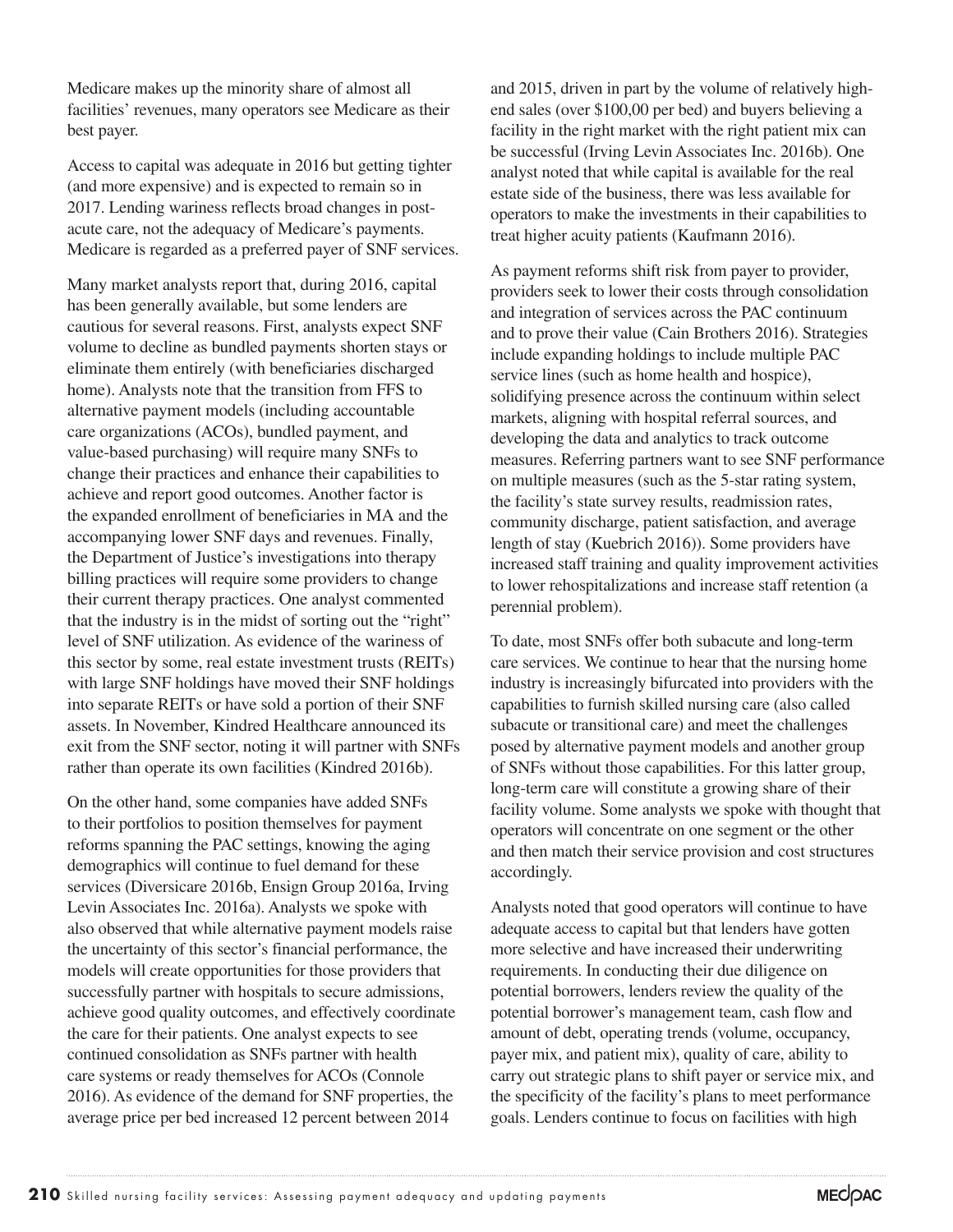Medicare makes up the minority share of almost all facilities' revenues, many operators see Medicare as their best payer.

Access to capital was adequate in 2016 but getting tighter (and more expensive) and is expected to remain so in 2017. Lending wariness reflects broad changes in post-acute care, not the adequacy of Medicare's payments. Medicare is regarded as a preferred payer of SNF services.

Many market analysts report that, during 2016, capital has been generally available, but some lenders are cautious for several reasons. First, analysts expect SNF volume to decline as bundled payments shorten stays or eliminate them entirely (with beneficiaries discharged home). Analysts note that the transition from FFS to alternative payment models (including accountable care organizations (ACOs), bundled payment, and value-based purchasing) will require many SNFs to change their practices and enhance their capabilities to achieve and report good outcomes. Another factor is the expanded enrollment of beneficiaries in MA and the accompanying lower SNF days and revenues. Finally, the Department of Justice's investigations into therapy billing practices will require some providers to change their current therapy practices. One analyst commented that the industry is in the midst of sorting out the "right" level of SNF utilization. As evidence of the wariness of this sector by some, real estate investment trusts (REITs) with large SNF holdings have moved their SNF holdings into separate REITs or have sold a portion of their SNF assets. In November, Kindred Healthcare announced its exit from the SNF sector, noting it will partner with SNFs rather than operate its own facilities (Kindred 2016b).

On the other hand, some companies have added SNFs to their portfolios to position themselves for payment reforms spanning the PAC settings, knowing the aging demographics will continue to fuel demand for these services (Diversicare 2016b, Ensign Group 2016a, Irving Levin Associates Inc. 2016a). Analysts we spoke with also observed that while alternative payment models raise the uncertainty of this sector's financial performance, the models will create opportunities for those providers that successfully partner with hospitals to secure admissions, achieve good quality outcomes, and effectively coordinate the care for their patients. One analyst expects to see continued consolidation as SNFs partner with health care systems or ready themselves for ACOs (Connole 2016). As evidence of the demand for SNF properties, the average price per bed increased 12 percent between 2014 and 2015, driven in part by the volume of relatively high-end sales (over $100,00 per bed) and buyers believing a facility in the right market with the right patient mix can be successful (Irving Levin Associates Inc. 2016b). One analyst noted that while capital is available for the real estate side of the business, there was less available for operators to make the investments in their capabilities to treat higher acuity patients (Kaufmann 2016).

As payment reforms shift risk from payer to provider, providers seek to lower their costs through consolidation and integration of services across the PAC continuum and to prove their value (Cain Brothers 2016). Strategies include expanding holdings to include multiple PAC service lines (such as home health and hospice), solidifying presence across the continuum within select markets, aligning with hospital referral sources, and developing the data and analytics to track outcome measures. Referring partners want to see SNF performance on multiple measures (such as the 5-star rating system, the facility's state survey results, readmission rates, community discharge, patient satisfaction, and average length of stay (Kuebrich 2016)). Some providers have increased staff training and quality improvement activities to lower rehospitalizations and increase staff retention (a perennial problem).

To date, most SNFs offer both subacute and long-term care services. We continue to hear that the nursing home industry is increasingly bifurcated into providers with the capabilities to furnish skilled nursing care (also called subacute or transitional care) and meet the challenges posed by alternative payment models and another group of SNFs without those capabilities. For this latter group, long-term care will constitute a growing share of their facility volume. Some analysts we spoke with thought that operators will concentrate on one segment or the other and then match their service provision and cost structures accordingly.

Analysts noted that good operators will continue to have adequate access to capital but that lenders have gotten more selective and have increased their underwriting requirements. In conducting their due diligence on potential borrowers, lenders review the quality of the potential borrower's management team, cash flow and amount of debt, operating trends (volume, occupancy, payer mix, and patient mix), quality of care, ability to carry out strategic plans to shift payer or service mix, and the specificity of the facility's plans to meet performance goals. Lenders continue to focus on facilities with high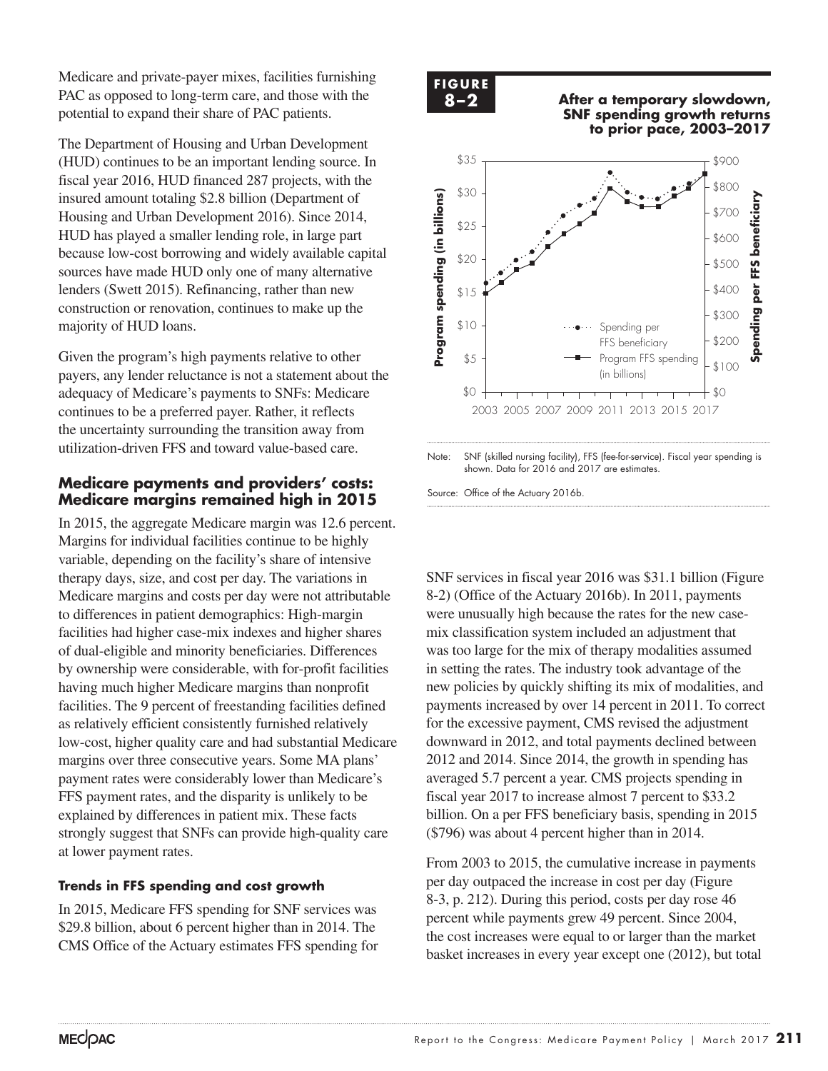Medicare and private-payer mixes, facilities furnishing PAC as opposed to long-term care, and those with the potential to expand their share of PAC patients.

The Department of Housing and Urban Development (HUD) continues to be an important lending source. In fiscal year 2016, HUD financed 287 projects, with the insured amount totaling $2.8 billion (Department of Housing and Urban Development 2016). Since 2014, HUD has played a smaller lending role, in large part because low-cost borrowing and widely available capital sources have made HUD only one of many alternative lenders (Swett 2015). Refinancing, rather than new construction or renovation, continues to make up the majority of HUD loans.

Given the program's high payments relative to other payers, any lender reluctance is not a statement about the adequacy of Medicare's payments to SNFs: Medicare continues to be a preferred payer. Rather, it reflects the uncertainty surrounding the transition away from utilization-driven FFS and toward value-based care.

## Medicare payments and providers' costs: Medicare margins remained high in 2015

In 2015, the aggregate Medicare margin was 12.6 percent. Margins for individual facilities continue to be highly variable, depending on the facility's share of intensive therapy days, size, and cost per day. The variations in Medicare margins and costs per day were not attributable to differences in patient demographics: High-margin facilities had higher case-mix indexes and higher shares of dual-eligible and minority beneficiaries. Differences by ownership were considerable, with for-profit facilities having much higher Medicare margins than nonprofit facilities. The 9 percent of freestanding facilities defined as relatively efficient consistently furnished relatively low-cost, higher quality care and had substantial Medicare margins over three consecutive years. Some MA plans' payment rates were considerably lower than Medicare's FFS payment rates, and the disparity is unlikely to be explained by differences in patient mix. These facts strongly suggest that SNFs can provide high-quality care at lower payment rates.

### Trends in FFS spending and cost growth

In 2015, Medicare FFS spending for SNF services was $29.8 billion, about 6 percent higher than in 2014. The CMS Office of the Actuary estimates FFS spending for SNF services in fiscal year 2016 was $31.1 billion (Figure 8-2) (Office of the Actuary 2016b). In 2011, payments were unusually high because the rates for the new case-mix classification system included an adjustment that was too large for the mix of therapy modalities assumed in setting the rates. The industry took advantage of the new policies by quickly shifting its mix of modalities, and payments increased by over 14 percent in 2011. To correct for the excessive payment, CMS revised the adjustment downward in 2012, and total payments declined between 2012 and 2014. Since 2014, the growth in spending has averaged 5.7 percent a year. CMS projects spending in fiscal year 2017 to increase almost 7 percent to $33.2 billion. On a per FFS beneficiary basis, spending in 2015 ($796) was about 4 percent higher than in 2014.

**FIGURE 8–2**

**After a temporary slowdown, SNF spending growth returns to prior pace, 2003–2017**

Note: SNF (skilled nursing facility), FFS (fee-for-service). Fiscal year spending is shown. Data for 2016 and 2017 are estimates.

Source: Office of the Actuary 2016b.

From 2003 to 2015, the cumulative increase in payments per day outpaced the increase in cost per day (Figure 8-3, p. 212). During this period, costs per day rose 46 percent while payments grew 49 percent. Since 2004, the cost increases were equal to or larger than the market basket increases in every year except one (2012), but total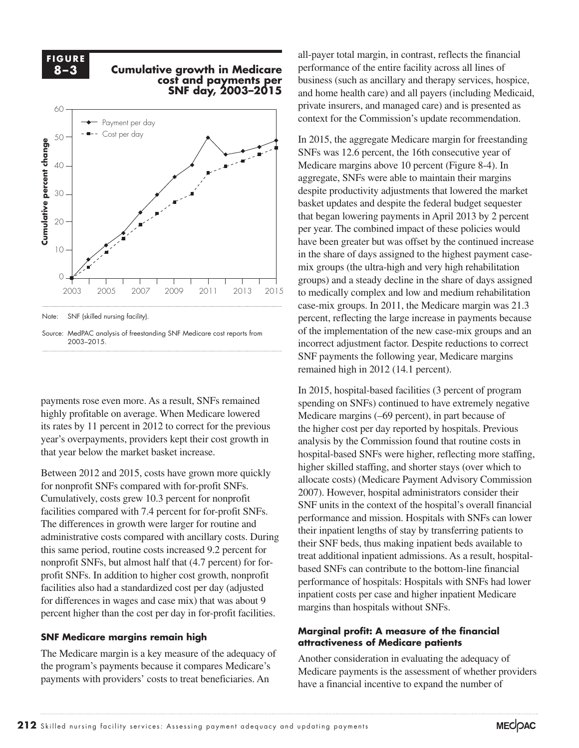**FIGURE 8–3**

**Cumulative growth in Medicare cost and payments per SNF day, 2003–2015**

Note: SNF (skilled nursing facility).

Source: MedPAC analysis of freestanding SNF Medicare cost reports from 2003–2015.

payments rose even more. As a result, SNFs remained highly profitable on average. When Medicare lowered its rates by 11 percent in 2012 to correct for the previous year's overpayments, providers kept their cost growth in that year below the market basket increase.

Between 2012 and 2015, costs have grown more quickly for nonprofit SNFs compared with for-profit SNFs. Cumulatively, costs grew 10.3 percent for nonprofit facilities compared with 7.4 percent for for-profit SNFs. The differences in growth were larger for routine and administrative costs compared with ancillary costs. During this same period, routine costs increased 9.2 percent for nonprofit SNFs, but almost half that (4.7 percent) for for-profit SNFs. In addition to higher cost growth, nonprofit facilities also had a standardized cost per day (adjusted for differences in wages and case mix) that was about 9 percent higher than the cost per day in for-profit facilities.

### SNF Medicare margins remain high

The Medicare margin is a key measure of the adequacy of the program's payments because it compares Medicare's payments with providers' costs to treat beneficiaries. An all-payer total margin, in contrast, reflects the financial performance of the entire facility across all lines of business (such as ancillary and therapy services, hospice, and home health care) and all payers (including Medicaid, private insurers, and managed care) and is presented as context for the Commission's update recommendation.

In 2015, the aggregate Medicare margin for freestanding SNFs was 12.6 percent, the 16th consecutive year of Medicare margins above 10 percent (Figure 8-4). In aggregate, SNFs were able to maintain their margins despite productivity adjustments that lowered the market basket updates and despite the federal budget sequester that began lowering payments in April 2013 by 2 percent per year. The combined impact of these policies would have been greater but was offset by the continued increase in the share of days assigned to the highest payment case-mix groups (the ultra-high and very high rehabilitation groups) and a steady decline in the share of days assigned to medically complex and low and medium rehabilitation case-mix groups. In 2011, the Medicare margin was 21.3 percent, reflecting the large increase in payments because of the implementation of the new case-mix groups and an incorrect adjustment factor. Despite reductions to correct SNF payments the following year, Medicare margins remained high in 2012 (14.1 percent).

In 2015, hospital-based facilities (3 percent of program spending on SNFs) continued to have extremely negative Medicare margins (–69 percent), in part because of the higher cost per day reported by hospitals. Previous analysis by the Commission found that routine costs in hospital-based SNFs were higher, reflecting more staffing, higher skilled staffing, and shorter stays (over which to allocate costs) (Medicare Payment Advisory Commission 2007). However, hospital administrators consider their SNF units in the context of the hospital's overall financial performance and mission. Hospitals with SNFs can lower their inpatient lengths of stay by transferring patients to their SNF beds, thus making inpatient beds available to treat additional inpatient admissions. As a result, hospital-based SNFs can contribute to the bottom-line financial performance of hospitals: Hospitals with SNFs had lower inpatient costs per case and higher inpatient Medicare margins than hospitals without SNFs.

### Marginal profit: A measure of the financial attractiveness of Medicare patients

Another consideration in evaluating the adequacy of Medicare payments is the assessment of whether providers have a financial incentive to expand the number of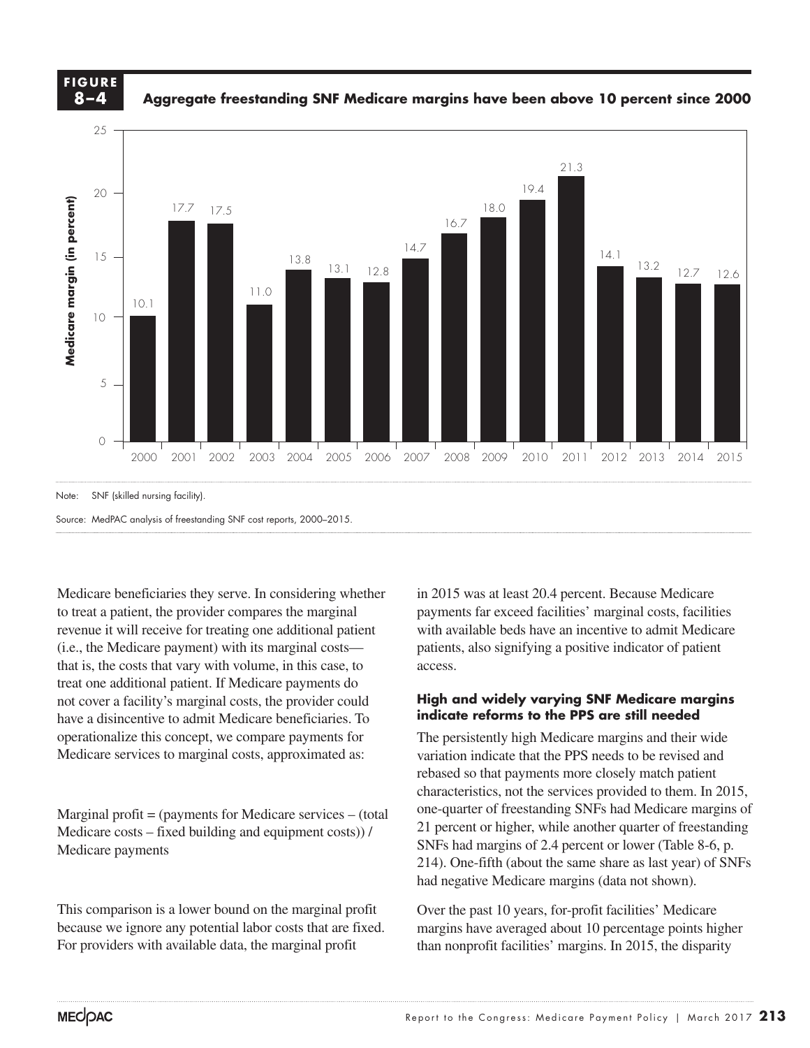**FIGURE 8–4** **Aggregate freestanding SNF Medicare margins have been above 10 percent since 2000**

| Year | Medicare margin (in percent) |
|---|---|
| 2000 | 10.1 |
| 2001 | 17.7 |
| 2002 | 17.5 |
| 2003 | 11.0 |
| 2004 | 13.8 |
| 2005 | 13.1 |
| 2006 | 12.8 |
| 2007 | 14.7 |
| 2008 | 16.7 |
| 2009 | 18.0 |
| 2010 | 19.4 |
| 2011 | 21.3 |
| 2012 | 14.1 |
| 2013 | 13.2 |
| 2014 | 12.7 |
| 2015 | 12.6 |

Note: SNF (skilled nursing facility).

Source: MedPAC analysis of freestanding SNF cost reports, 2000–2015.

Medicare beneficiaries they serve. In considering whether to treat a patient, the provider compares the marginal revenue it will receive for treating one additional patient (i.e., the Medicare payment) with its marginal costs—that is, the costs that vary with volume, in this case, to treat one additional patient. If Medicare payments do not cover a facility's marginal costs, the provider could have a disincentive to admit Medicare beneficiaries. To operationalize this concept, we compare payments for Medicare services to marginal costs, approximated as:

Marginal profit = (payments for Medicare services – (total Medicare costs – fixed building and equipment costs)) / Medicare payments

This comparison is a lower bound on the marginal profit because we ignore any potential labor costs that are fixed. For providers with available data, the marginal profit in 2015 was at least 20.4 percent. Because Medicare payments far exceed facilities' marginal costs, facilities with available beds have an incentive to admit Medicare patients, also signifying a positive indicator of patient access.

### High and widely varying SNF Medicare margins indicate reforms to the PPS are still needed

The persistently high Medicare margins and their wide variation indicate that the PPS needs to be revised and rebased so that payments more closely match patient characteristics, not the services provided to them. In 2015, one-quarter of freestanding SNFs had Medicare margins of 21 percent or higher, while another quarter of freestanding SNFs had margins of 2.4 percent or lower (Table 8-6, p. 214). One-fifth (about the same share as last year) of SNFs had negative Medicare margins (data not shown).

Over the past 10 years, for-profit facilities' Medicare margins have averaged about 10 percentage points higher than nonprofit facilities' margins. In 2015, the disparity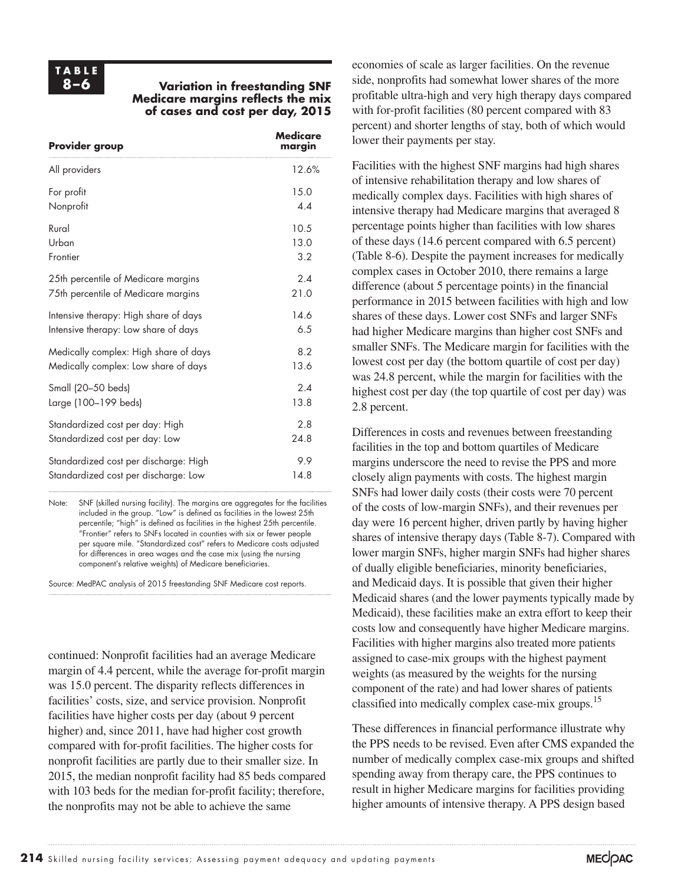**TABLE 8–6**

**Variation in freestanding SNF Medicare margins reflects the mix of cases and cost per day, 2015**

| Provider group | Medicare margin |
|---|---|
| All providers | 12.6% |
| For profit | 15.0 |
| Nonprofit | 4.4 |
| Rural | 10.5 |
| Urban | 13.0 |
| Frontier | 3.2 |
| 25th percentile of Medicare margins | 2.4 |
| 75th percentile of Medicare margins | 21.0 |
| Intensive therapy: High share of days | 14.6 |
| Intensive therapy: Low share of days | 6.5 |
| Medically complex: High share of days | 8.2 |
| Medically complex: Low share of days | 13.6 |
| Small (20–50 beds) | 2.4 |
| Large (100–199 beds) | 13.8 |
| Standardized cost per day: High | 2.8 |
| Standardized cost per day: Low | 24.8 |
| Standardized cost per discharge: High | 9.9 |
| Standardized cost per discharge: Low | 14.8 |

Note: SNF (skilled nursing facility). The margins are aggregates for the facilities included in the group. "Low" is defined as facilities in the lowest 25th percentile; "high" is defined as facilities in the highest 25th percentile. "Frontier" refers to SNFs located in counties with six or fewer people per square mile. "Standardized cost" refers to Medicare costs adjusted for differences in area wages and the case mix (using the nursing component's relative weights) of Medicare beneficiaries.

Source: MedPAC analysis of 2015 freestanding SNF Medicare cost reports.

continued: Nonprofit facilities had an average Medicare margin of 4.4 percent, while the average for-profit margin was 15.0 percent. The disparity reflects differences in facilities' costs, size, and service provision. Nonprofit facilities have higher costs per day (about 9 percent higher) and, since 2011, have had higher cost growth compared with for-profit facilities. The higher costs for nonprofit facilities are partly due to their smaller size. In 2015, the median nonprofit facility had 85 beds compared with 103 beds for the median for-profit facility; therefore, the nonprofits may not be able to achieve the same economies of scale as larger facilities. On the revenue side, nonprofits had somewhat lower shares of the more profitable ultra-high and very high therapy days compared with for-profit facilities (80 percent compared with 83 percent) and shorter lengths of stay, both of which would lower their payments per stay.

Facilities with the highest SNF margins had high shares of intensive rehabilitation therapy and low shares of medically complex days. Facilities with high shares of intensive therapy had Medicare margins that averaged 8 percentage points higher than facilities with low shares of these days (14.6 percent compared with 6.5 percent) (Table 8-6). Despite the payment increases for medically complex cases in October 2010, there remains a large difference (about 5 percentage points) in the financial performance in 2015 between facilities with high and low shares of these days. Lower cost SNFs and larger SNFs had higher Medicare margins than higher cost SNFs and smaller SNFs. The Medicare margin for facilities with the lowest cost per day (the bottom quartile of cost per day) was 24.8 percent, while the margin for facilities with the highest cost per day (the top quartile of cost per day) was 2.8 percent.

Differences in costs and revenues between freestanding facilities in the top and bottom quartiles of Medicare margins underscore the need to revise the PPS and more closely align payments with costs. The highest margin SNFs had lower daily costs (their costs were 70 percent of the costs of low-margin SNFs), and their revenues per day were 16 percent higher, driven partly by having higher shares of intensive therapy days (Table 8-7). Compared with lower margin SNFs, higher margin SNFs had higher shares of dually eligible beneficiaries, minority beneficiaries, and Medicaid days. It is possible that given their higher Medicaid shares (and the lower payments typically made by Medicaid), these facilities make an extra effort to keep their costs low and consequently have higher Medicare margins. Facilities with higher margins also treated more patients assigned to case-mix groups with the highest payment weights (as measured by the weights for the nursing component of the rate) and had lower shares of patients classified into medically complex case-mix groups.[15]

These differences in financial performance illustrate why the PPS needs to be revised. Even after CMS expanded the number of medically complex case-mix groups and shifted spending away from therapy care, the PPS continues to result in higher Medicare margins for facilities providing higher amounts of intensive therapy. A PPS design based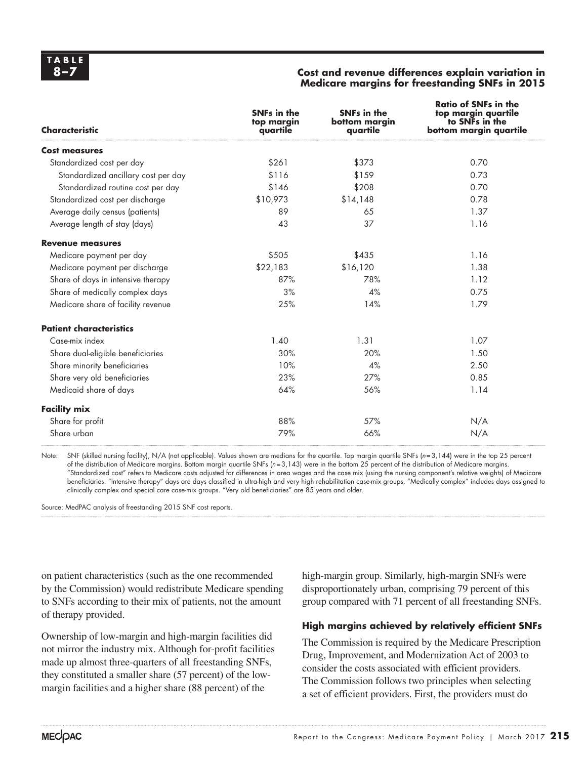**TABLE 8–7**

**Cost and revenue differences explain variation in Medicare margins for freestanding SNFs in 2015**

| Characteristic | SNFs in the top margin quartile | SNFs in the bottom margin quartile | Ratio of SNFs in the top margin quartile to SNFs in the bottom margin quartile |
|---|---|---|---|
| **Cost measures** | | | |
| Standardized cost per day | $261 | $373 | 0.70 |
| Standardized ancillary cost per day | $116 | $159 | 0.73 |
| Standardized routine cost per day | $146 | $208 | 0.70 |
| Standardized cost per discharge | $10,973 | $14,148 | 0.78 |
| Average daily census (patients) | 89 | 65 | 1.37 |
| Average length of stay (days) | 43 | 37 | 1.16 |
| **Revenue measures** | | | |
| Medicare payment per day | $505 | $435 | 1.16 |
| Medicare payment per discharge | $22,183 | $16,120 | 1.38 |
| Share of days in intensive therapy | 87% | 78% | 1.12 |
| Share of medically complex days | 3% | 4% | 0.75 |
| Medicare share of facility revenue | 25% | 14% | 1.79 |
| **Patient characteristics** | | | |
| Case-mix index | 1.40 | 1.31 | 1.07 |
| Share dual-eligible beneficiaries | 30% | 20% | 1.50 |
| Share minority beneficiaries | 10% | 4% | 2.50 |
| Share very old beneficiaries | 23% | 27% | 0.85 |
| Medicaid share of days | 64% | 56% | 1.14 |
| **Facility mix** | | | |
| Share for profit | 88% | 57% | N/A |
| Share urban | 79% | 66% | N/A |

Note: SNF (skilled nursing facility), N/A (not applicable). Values shown are medians for the quartile. Top margin quartile SNFs (*n* = 3,144) were in the top 25 percent of the distribution of Medicare margins. Bottom margin quartile SNFs (*n* = 3,143) were in the bottom 25 percent of the distribution of Medicare margins. "Standardized cost" refers to Medicare costs adjusted for differences in area wages and the case mix (using the nursing component's relative weights) of Medicare beneficiaries. "Intensive therapy" days are days classified in ultra-high and very high rehabilitation case-mix groups. "Medically complex" includes days assigned to clinically complex and special care case-mix groups. "Very old beneficiaries" are 85 years and older.

Source: MedPAC analysis of freestanding 2015 SNF cost reports.

on patient characteristics (such as the one recommended by the Commission) would redistribute Medicare spending to SNFs according to their mix of patients, not the amount of therapy provided.

Ownership of low-margin and high-margin facilities did not mirror the industry mix. Although for-profit facilities made up almost three-quarters of all freestanding SNFs, they constituted a smaller share (57 percent) of the low-margin facilities and a higher share (88 percent) of the high-margin group. Similarly, high-margin SNFs were disproportionately urban, comprising 79 percent of this group compared with 71 percent of all freestanding SNFs.

### High margins achieved by relatively efficient SNFs

The Commission is required by the Medicare Prescription Drug, Improvement, and Modernization Act of 2003 to consider the costs associated with efficient providers. The Commission follows two principles when selecting a set of efficient providers. First, the providers must do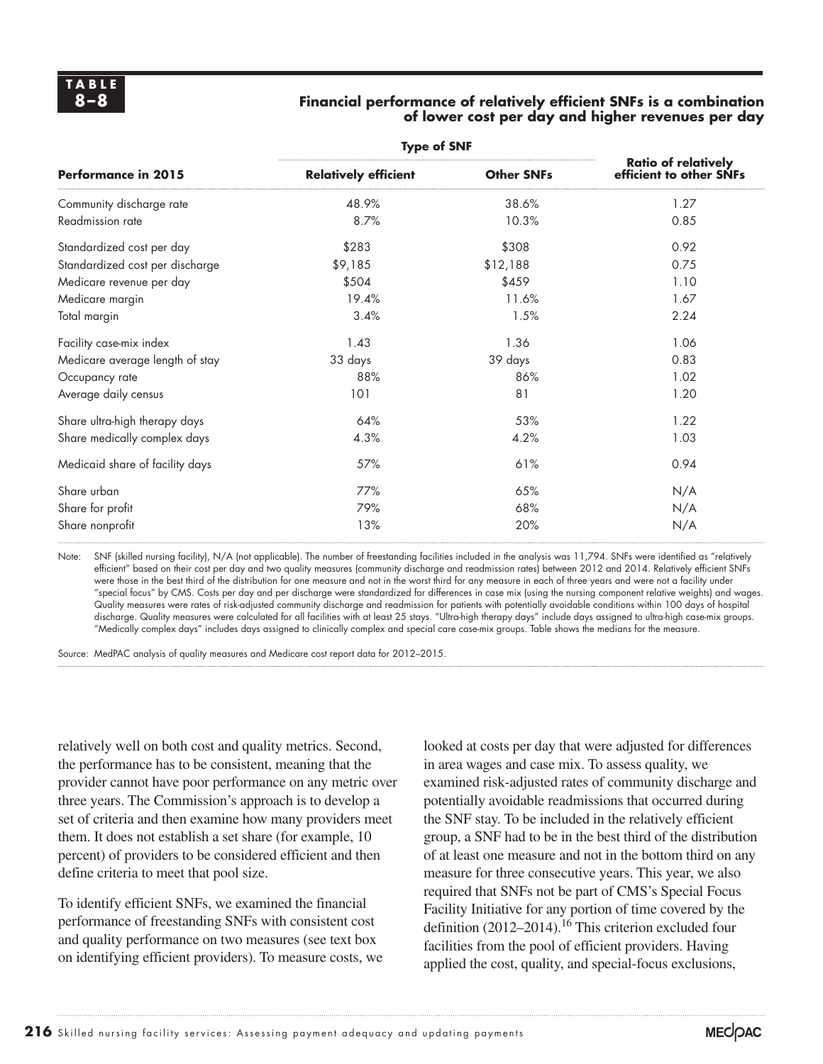**TABLE 8–8**

**Financial performance of relatively efficient SNFs is a combination of lower cost per day and higher revenues per day**

| Performance in 2015 | Type of SNF: Relatively efficient | Type of SNF: Other SNFs | Ratio of relatively efficient to other SNFs |
|---|---|---|---|
| Community discharge rate | 48.9% | 38.6% | 1.27 |
| Readmission rate | 8.7% | 10.3% | 0.85 |
| Standardized cost per day | $283 | $308 | 0.92 |
| Standardized cost per discharge | $9,185 | $12,188 | 0.75 |
| Medicare revenue per day | $504 | $459 | 1.10 |
| Medicare margin | 19.4% | 11.6% | 1.67 |
| Total margin | 3.4% | 1.5% | 2.24 |
| Facility case-mix index | 1.43 | 1.36 | 1.06 |
| Medicare average length of stay | 33 days | 39 days | 0.83 |
| Occupancy rate | 88% | 86% | 1.02 |
| Average daily census | 101 | 81 | 1.20 |
| Share ultra-high therapy days | 64% | 53% | 1.22 |
| Share medically complex days | 4.3% | 4.2% | 1.03 |
| Medicaid share of facility days | 57% | 61% | 0.94 |
| Share urban | 77% | 65% | N/A |
| Share for profit | 79% | 68% | N/A |
| Share nonprofit | 13% | 20% | N/A |

Note: SNF (skilled nursing facility), N/A (not applicable). The number of freestanding facilities included in the analysis was 11,794. SNFs were identified as "relatively efficient" based on their cost per day and two quality measures (community discharge and readmission rates) between 2012 and 2014. Relatively efficient SNFs were those in the best third of the distribution for one measure and not in the worst third for any measure in each of three years and were not a facility under "special focus" by CMS. Costs per day and per discharge were standardized for differences in case mix (using the nursing component relative weights) and wages. Quality measures were rates of risk-adjusted community discharge and readmission for patients with potentially avoidable conditions within 100 days of hospital discharge. Quality measures were calculated for all facilities with at least 25 stays. "Ultra-high therapy days" include days assigned to ultra-high case-mix groups. "Medically complex days" includes days assigned to clinically complex and special care case-mix groups. Table shows the medians for the measure.

Source: MedPAC analysis of quality measures and Medicare cost report data for 2012–2015.

relatively well on both cost and quality metrics. Second, the performance has to be consistent, meaning that the provider cannot have poor performance on any metric over three years. The Commission's approach is to develop a set of criteria and then examine how many providers meet them. It does not establish a set share (for example, 10 percent) of providers to be considered efficient and then define criteria to meet that pool size.

To identify efficient SNFs, we examined the financial performance of freestanding SNFs with consistent cost and quality performance on two measures (see text box on identifying efficient providers). To measure costs, we looked at costs per day that were adjusted for differences in area wages and case mix. To assess quality, we examined risk-adjusted rates of community discharge and potentially avoidable readmissions that occurred during the SNF stay. To be included in the relatively efficient group, a SNF had to be in the best third of the distribution of at least one measure and not in the bottom third on any measure for three consecutive years. This year, we also required that SNFs not be part of CMS's Special Focus Facility Initiative for any portion of time covered by the definition (2012–2014).[16] This criterion excluded four facilities from the pool of efficient providers. Having applied the cost, quality, and special-focus exclusions,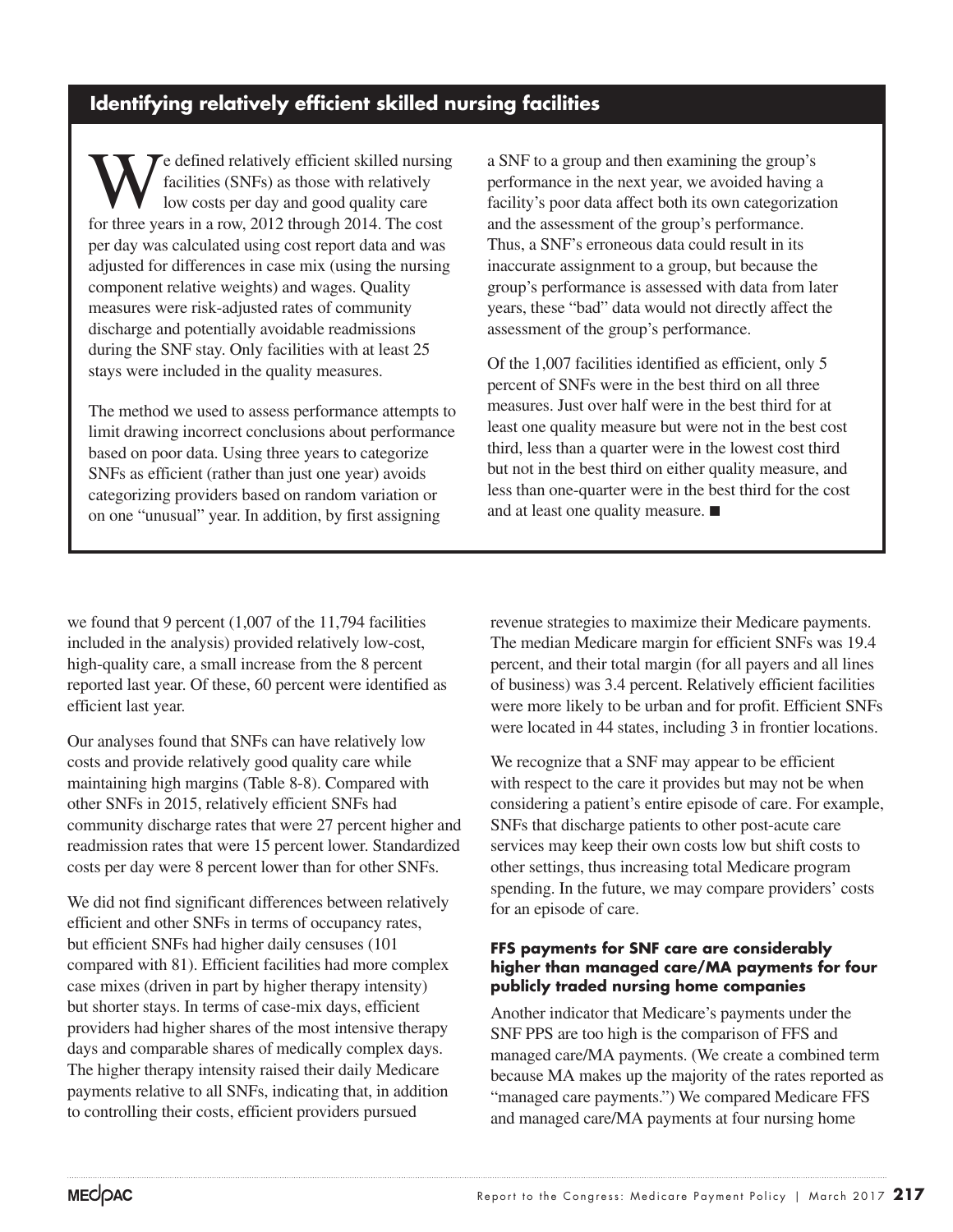## Identifying relatively efficient skilled nursing facilities

We defined relatively efficient skilled nursing facilities (SNFs) as those with relatively low costs per day and good quality care for three years in a row, 2012 through 2014. The cost per day was calculated using cost report data and was adjusted for differences in case mix (using the nursing component relative weights) and wages. Quality measures were risk-adjusted rates of community discharge and potentially avoidable readmissions during the SNF stay. Only facilities with at least 25 stays were included in the quality measures.

The method we used to assess performance attempts to limit drawing incorrect conclusions about performance based on poor data. Using three years to categorize SNFs as efficient (rather than just one year) avoids categorizing providers based on random variation or on one "unusual" year. In addition, by first assigning a SNF to a group and then examining the group's performance in the next year, we avoided having a facility's poor data affect both its own categorization and the assessment of the group's performance. Thus, a SNF's erroneous data could result in its inaccurate assignment to a group, but because the group's performance is assessed with data from later years, these "bad" data would not directly affect the assessment of the group's performance.

Of the 1,007 facilities identified as efficient, only 5 percent of SNFs were in the best third on all three measures. Just over half were in the best third for at least one quality measure but were not in the best cost third, less than a quarter were in the lowest cost third but not in the best third on either quality measure, and less than one-quarter were in the best third for the cost and at least one quality measure. ■

we found that 9 percent (1,007 of the 11,794 facilities included in the analysis) provided relatively low-cost, high-quality care, a small increase from the 8 percent reported last year. Of these, 60 percent were identified as efficient last year.

Our analyses found that SNFs can have relatively low costs and provide relatively good quality care while maintaining high margins (Table 8-8). Compared with other SNFs in 2015, relatively efficient SNFs had community discharge rates that were 27 percent higher and readmission rates that were 15 percent lower. Standardized costs per day were 8 percent lower than for other SNFs.

We did not find significant differences between relatively efficient and other SNFs in terms of occupancy rates, but efficient SNFs had higher daily censuses (101 compared with 81). Efficient facilities had more complex case mixes (driven in part by higher therapy intensity) but shorter stays. In terms of case-mix days, efficient providers had higher shares of the most intensive therapy days and comparable shares of medically complex days. The higher therapy intensity raised their daily Medicare payments relative to all SNFs, indicating that, in addition to controlling their costs, efficient providers pursued revenue strategies to maximize their Medicare payments. The median Medicare margin for efficient SNFs was 19.4 percent, and their total margin (for all payers and all lines of business) was 3.4 percent. Relatively efficient facilities were more likely to be urban and for profit. Efficient SNFs were located in 44 states, including 3 in frontier locations.

We recognize that a SNF may appear to be efficient with respect to the care it provides but may not be when considering a patient's entire episode of care. For example, SNFs that discharge patients to other post-acute care services may keep their own costs low but shift costs to other settings, thus increasing total Medicare program spending. In the future, we may compare providers' costs for an episode of care.

#### FFS payments for SNF care are considerably higher than managed care/MA payments for four publicly traded nursing home companies

Another indicator that Medicare's payments under the SNF PPS are too high is the comparison of FFS and managed care/MA payments. (We create a combined term because MA makes up the majority of the rates reported as "managed care payments.") We compared Medicare FFS and managed care/MA payments at four nursing home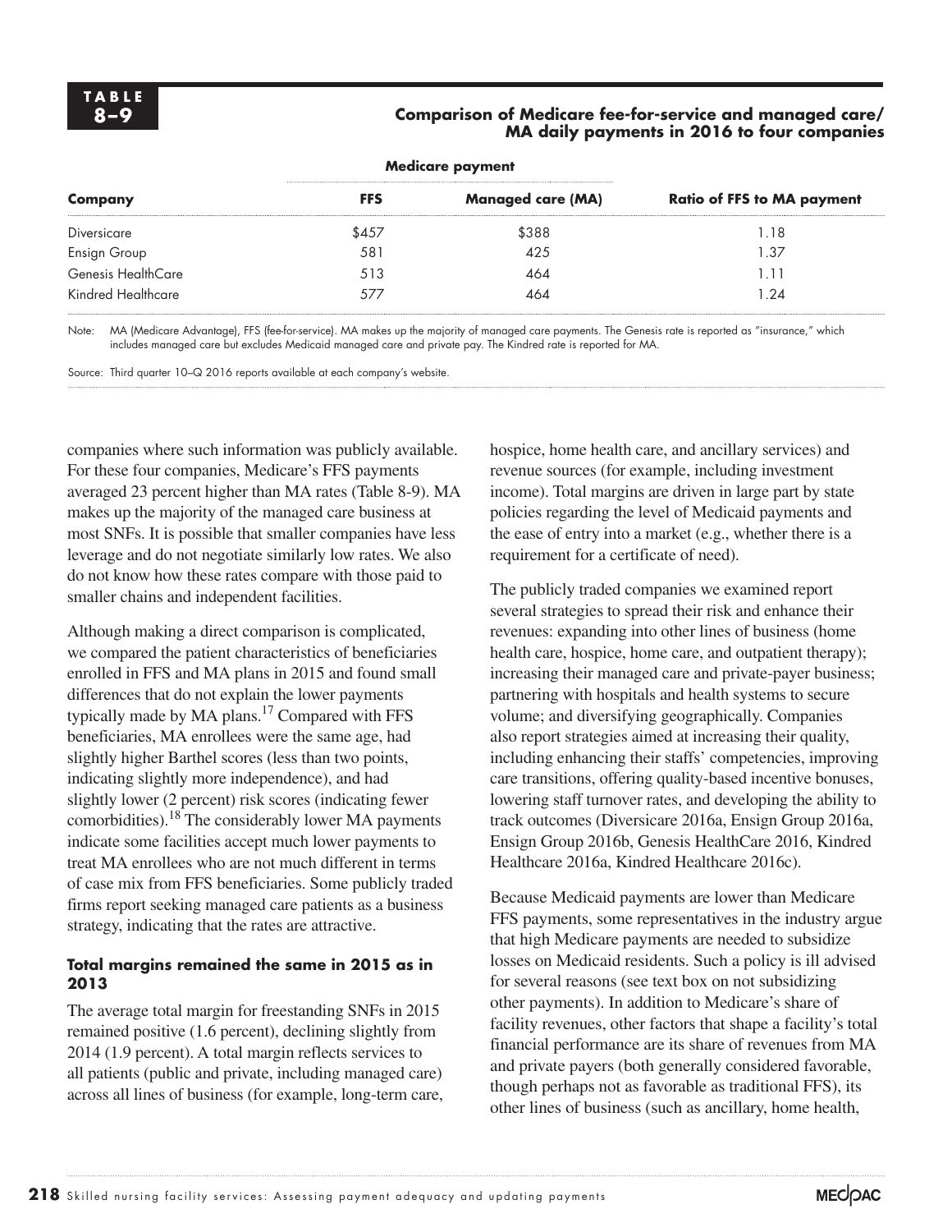**TABLE 8–9**

**Comparison of Medicare fee-for-service and managed care/ MA daily payments in 2016 to four companies**

| Company | Medicare payment | | Ratio of FFS to MA payment |
|---|---|---|---|
| | FFS | Managed care (MA) | |
| Diversicare | $457 | $388 | 1.18 |
| Ensign Group | 581 | 425 | 1.37 |
| Genesis HealthCare | 513 | 464 | 1.11 |
| Kindred Healthcare | 577 | 464 | 1.24 |

Note: MA (Medicare Advantage), FFS (fee-for-service). MA makes up the majority of managed care payments. The Genesis rate is reported as "insurance," which includes managed care but excludes Medicaid managed care and private pay. The Kindred rate is reported for MA.

Source: Third quarter 10–Q 2016 reports available at each company's website.

companies where such information was publicly available. For these four companies, Medicare's FFS payments averaged 23 percent higher than MA rates (Table 8-9). MA makes up the majority of the managed care business at most SNFs. It is possible that smaller companies have less leverage and do not negotiate similarly low rates. We also do not know how these rates compare with those paid to smaller chains and independent facilities.

Although making a direct comparison is complicated, we compared the patient characteristics of beneficiaries enrolled in FFS and MA plans in 2015 and found small differences that do not explain the lower payments typically made by MA plans.[17] Compared with FFS beneficiaries, MA enrollees were the same age, had slightly higher Barthel scores (less than two points, indicating slightly more independence), and had slightly lower (2 percent) risk scores (indicating fewer comorbidities).[18] The considerably lower MA payments indicate some facilities accept much lower payments to treat MA enrollees who are not much different in terms of case mix from FFS beneficiaries. Some publicly traded firms report seeking managed care patients as a business strategy, indicating that the rates are attractive.

### Total margins remained the same in 2015 as in 2013

The average total margin for freestanding SNFs in 2015 remained positive (1.6 percent), declining slightly from 2014 (1.9 percent). A total margin reflects services to all patients (public and private, including managed care) across all lines of business (for example, long-term care, hospice, home health care, and ancillary services) and revenue sources (for example, including investment income). Total margins are driven in large part by state policies regarding the level of Medicaid payments and the ease of entry into a market (e.g., whether there is a requirement for a certificate of need).

The publicly traded companies we examined report several strategies to spread their risk and enhance their revenues: expanding into other lines of business (home health care, hospice, home care, and outpatient therapy); increasing their managed care and private-payer business; partnering with hospitals and health systems to secure volume; and diversifying geographically. Companies also report strategies aimed at increasing their quality, including enhancing their staffs' competencies, improving care transitions, offering quality-based incentive bonuses, lowering staff turnover rates, and developing the ability to track outcomes (Diversicare 2016a, Ensign Group 2016a, Ensign Group 2016b, Genesis HealthCare 2016, Kindred Healthcare 2016a, Kindred Healthcare 2016c).

Because Medicaid payments are lower than Medicare FFS payments, some representatives in the industry argue that high Medicare payments are needed to subsidize losses on Medicaid residents. Such a policy is ill advised for several reasons (see text box on not subsidizing other payments). In addition to Medicare's share of facility revenues, other factors that shape a facility's total financial performance are its share of revenues from MA and private payers (both generally considered favorable, though perhaps not as favorable as traditional FFS), its other lines of business (such as ancillary, home health,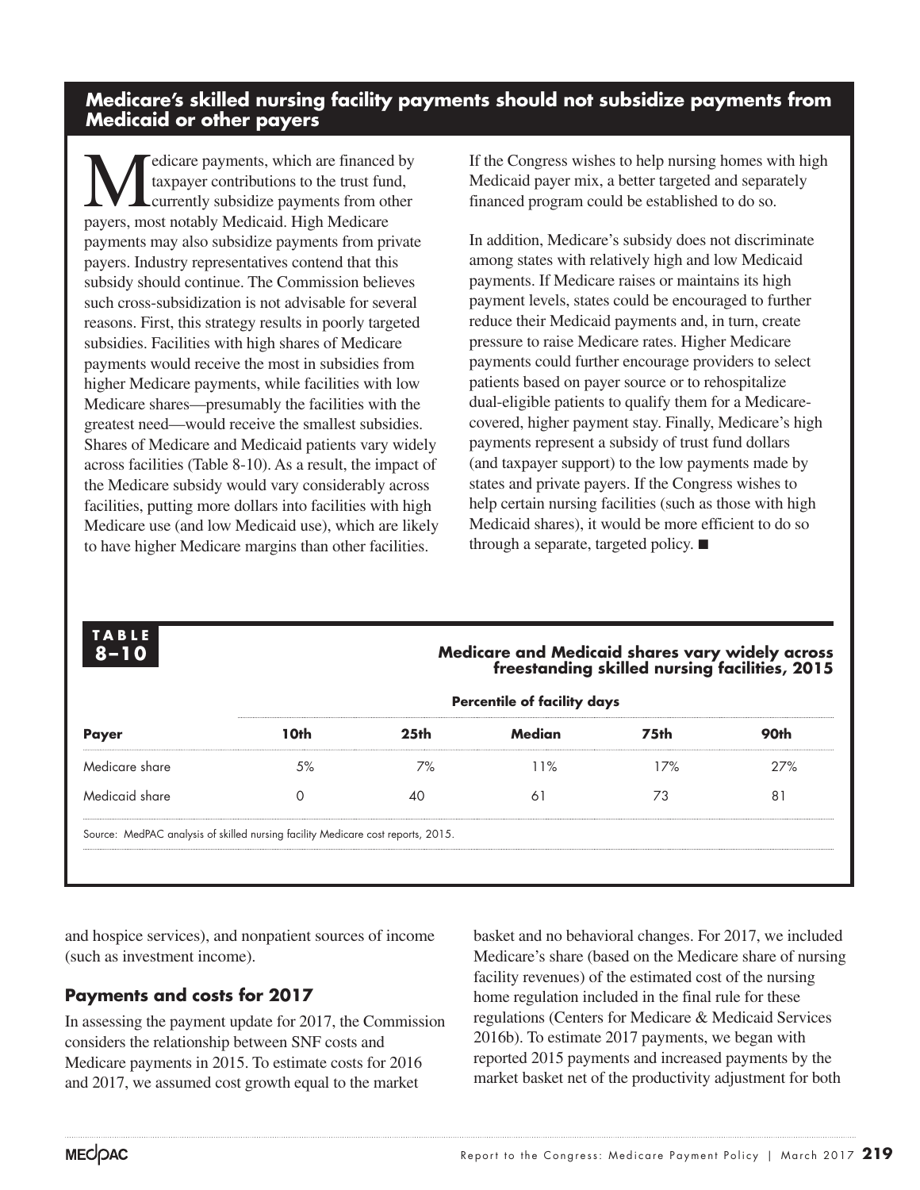### Medicare's skilled nursing facility payments should not subsidize payments from Medicaid or other payers

Medicare payments, which are financed by taxpayer contributions to the trust fund, currently subsidize payments from other payers, most notably Medicaid. High Medicare payments may also subsidize payments from private payers. Industry representatives contend that this subsidy should continue. The Commission believes such cross-subsidization is not advisable for several reasons. First, this strategy results in poorly targeted subsidies. Facilities with high shares of Medicare payments would receive the most in subsidies from higher Medicare payments, while facilities with low Medicare shares—presumably the facilities with the greatest need—would receive the smallest subsidies. Shares of Medicare and Medicaid patients vary widely across facilities (Table 8-10). As a result, the impact of the Medicare subsidy would vary considerably across facilities, putting more dollars into facilities with high Medicare use (and low Medicaid use), which are likely to have higher Medicare margins than other facilities. If the Congress wishes to help nursing homes with high Medicaid payer mix, a better targeted and separately financed program could be established to do so.

In addition, Medicare's subsidy does not discriminate among states with relatively high and low Medicaid payments. If Medicare raises or maintains its high payment levels, states could be encouraged to further reduce their Medicaid payments and, in turn, create pressure to raise Medicare rates. Higher Medicare payments could further encourage providers to select patients based on payer source or to rehospitalize dual-eligible patients to qualify them for a Medicare-covered, higher payment stay. Finally, Medicare's high payments represent a subsidy of trust fund dollars (and taxpayer support) to the low payments made by states and private payers. If the Congress wishes to help certain nursing facilities (such as those with high Medicaid shares), it would be more efficient to do so through a separate, targeted policy. ■

**TABLE 8–10**

**Medicare and Medicaid shares vary widely across freestanding skilled nursing facilities, 2015**

| | Percentile of facility days | | | | |
|---|---|---|---|---|---|
| **Payer** | **10th** | **25th** | **Median** | **75th** | **90th** |
| Medicare share | 5% | 7% | 11% | 17% | 27% |
| Medicaid share | 0 | 40 | 61 | 73 | 81 |

Source: MedPAC analysis of skilled nursing facility Medicare cost reports, 2015.

and hospice services), and nonpatient sources of income (such as investment income).

## Payments and costs for 2017

In assessing the payment update for 2017, the Commission considers the relationship between SNF costs and Medicare payments in 2015. To estimate costs for 2016 and 2017, we assumed cost growth equal to the market basket and no behavioral changes. For 2017, we included Medicare's share (based on the Medicare share of nursing facility revenues) of the estimated cost of the nursing home regulation included in the final rule for these regulations (Centers for Medicare & Medicaid Services 2016b). To estimate 2017 payments, we began with reported 2015 payments and increased payments by the market basket net of the productivity adjustment for both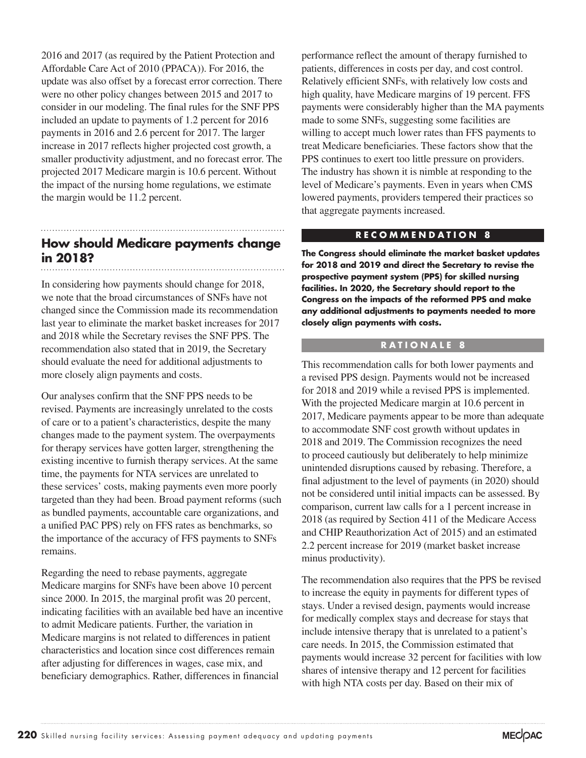2016 and 2017 (as required by the Patient Protection and Affordable Care Act of 2010 (PPACA)). For 2016, the update was also offset by a forecast error correction. There were no other policy changes between 2015 and 2017 to consider in our modeling. The final rules for the SNF PPS included an update to payments of 1.2 percent for 2016 payments in 2016 and 2.6 percent for 2017. The larger increase in 2017 reflects higher projected cost growth, a smaller productivity adjustment, and no forecast error. The projected 2017 Medicare margin is 10.6 percent. Without the impact of the nursing home regulations, we estimate the margin would be 11.2 percent.

## How should Medicare payments change in 2018?

In considering how payments should change for 2018, we note that the broad circumstances of SNFs have not changed since the Commission made its recommendation last year to eliminate the market basket increases for 2017 and 2018 while the Secretary revises the SNF PPS. The recommendation also stated that in 2019, the Secretary should evaluate the need for additional adjustments to more closely align payments and costs.

Our analyses confirm that the SNF PPS needs to be revised. Payments are increasingly unrelated to the costs of care or to a patient's characteristics, despite the many changes made to the payment system. The overpayments for therapy services have gotten larger, strengthening the existing incentive to furnish therapy services. At the same time, the payments for NTA services are unrelated to these services' costs, making payments even more poorly targeted than they had been. Broad payment reforms (such as bundled payments, accountable care organizations, and a unified PAC PPS) rely on FFS rates as benchmarks, so the importance of the accuracy of FFS payments to SNFs remains.

Regarding the need to rebase payments, aggregate Medicare margins for SNFs have been above 10 percent since 2000. In 2015, the marginal profit was 20 percent, indicating facilities with an available bed have an incentive to admit Medicare patients. Further, the variation in Medicare margins is not related to differences in patient characteristics and location since cost differences remain after adjusting for differences in wages, case mix, and beneficiary demographics. Rather, differences in financial performance reflect the amount of therapy furnished to patients, differences in costs per day, and cost control. Relatively efficient SNFs, with relatively low costs and high quality, have Medicare margins of 19 percent. FFS payments were considerably higher than the MA payments made to some SNFs, suggesting some facilities are willing to accept much lower rates than FFS payments to treat Medicare beneficiaries. These factors show that the PPS continues to exert too little pressure on providers. The industry has shown it is nimble at responding to the level of Medicare's payments. Even in years when CMS lowered payments, providers tempered their practices so that aggregate payments increased.

### RECOMMENDATION 8

**The Congress should eliminate the market basket updates for 2018 and 2019 and direct the Secretary to revise the prospective payment system (PPS) for skilled nursing facilities. In 2020, the Secretary should report to the Congress on the impacts of the reformed PPS and make any additional adjustments to payments needed to more closely align payments with costs.**

### RATIONALE 8

This recommendation calls for both lower payments and a revised PPS design. Payments would not be increased for 2018 and 2019 while a revised PPS is implemented. With the projected Medicare margin at 10.6 percent in 2017, Medicare payments appear to be more than adequate to accommodate SNF cost growth without updates in 2018 and 2019. The Commission recognizes the need to proceed cautiously but deliberately to help minimize unintended disruptions caused by rebasing. Therefore, a final adjustment to the level of payments (in 2020) should not be considered until initial impacts can be assessed. By comparison, current law calls for a 1 percent increase in 2018 (as required by Section 411 of the Medicare Access and CHIP Reauthorization Act of 2015) and an estimated 2.2 percent increase for 2019 (market basket increase minus productivity).

The recommendation also requires that the PPS be revised to increase the equity in payments for different types of stays. Under a revised design, payments would increase for medically complex stays and decrease for stays that include intensive therapy that is unrelated to a patient's care needs. In 2015, the Commission estimated that payments would increase 32 percent for facilities with low shares of intensive therapy and 12 percent for facilities with high NTA costs per day. Based on their mix of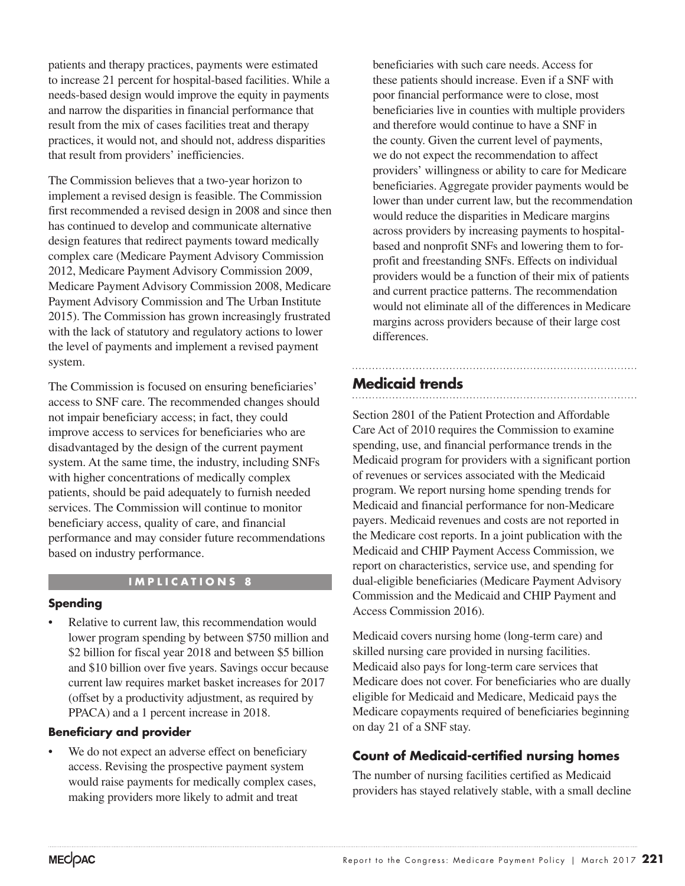patients and therapy practices, payments were estimated to increase 21 percent for hospital-based facilities. While a needs-based design would improve the equity in payments and narrow the disparities in financial performance that result from the mix of cases facilities treat and therapy practices, it would not, and should not, address disparities that result from providers' inefficiencies.

The Commission believes that a two-year horizon to implement a revised design is feasible. The Commission first recommended a revised design in 2008 and since then has continued to develop and communicate alternative design features that redirect payments toward medically complex care (Medicare Payment Advisory Commission 2012, Medicare Payment Advisory Commission 2009, Medicare Payment Advisory Commission 2008, Medicare Payment Advisory Commission and The Urban Institute 2015). The Commission has grown increasingly frustrated with the lack of statutory and regulatory actions to lower the level of payments and implement a revised payment system.

The Commission is focused on ensuring beneficiaries' access to SNF care. The recommended changes should not impair beneficiary access; in fact, they could improve access to services for beneficiaries who are disadvantaged by the design of the current payment system. At the same time, the industry, including SNFs with higher concentrations of medically complex patients, should be paid adequately to furnish needed services. The Commission will continue to monitor beneficiary access, quality of care, and financial performance and may consider future recommendations based on industry performance.

**IMPLICATIONS 8**

**Spending**

- Relative to current law, this recommendation would lower program spending by between $750 million and $2 billion for fiscal year 2018 and between $5 billion and $10 billion over five years. Savings occur because current law requires market basket increases for 2017 (offset by a productivity adjustment, as required by PPACA) and a 1 percent increase in 2018.

**Beneficiary and provider**

- We do not expect an adverse effect on beneficiary access. Revising the prospective payment system would raise payments for medically complex cases, making providers more likely to admit and treat beneficiaries with such care needs. Access for these patients should increase. Even if a SNF with poor financial performance were to close, most beneficiaries live in counties with multiple providers and therefore would continue to have a SNF in the county. Given the current level of payments, we do not expect the recommendation to affect providers' willingness or ability to care for Medicare beneficiaries. Aggregate provider payments would be lower than under current law, but the recommendation would reduce the disparities in Medicare margins across providers by increasing payments to hospital-based and nonprofit SNFs and lowering them to for-profit and freestanding SNFs. Effects on individual providers would be a function of their mix of patients and current practice patterns. The recommendation would not eliminate all of the differences in Medicare margins across providers because of their large cost differences.

## Medicaid trends

Section 2801 of the Patient Protection and Affordable Care Act of 2010 requires the Commission to examine spending, use, and financial performance trends in the Medicaid program for providers with a significant portion of revenues or services associated with the Medicaid program. We report nursing home spending trends for Medicaid and financial performance for non-Medicare payers. Medicaid revenues and costs are not reported in the Medicare cost reports. In a joint publication with the Medicaid and CHIP Payment Access Commission, we report on characteristics, service use, and spending for dual-eligible beneficiaries (Medicare Payment Advisory Commission and the Medicaid and CHIP Payment and Access Commission 2016).

Medicaid covers nursing home (long-term care) and skilled nursing care provided in nursing facilities. Medicaid also pays for long-term care services that Medicare does not cover. For beneficiaries who are dually eligible for Medicaid and Medicare, Medicaid pays the Medicare copayments required of beneficiaries beginning on day 21 of a SNF stay.

### Count of Medicaid-certified nursing homes

The number of nursing facilities certified as Medicaid providers has stayed relatively stable, with a small decline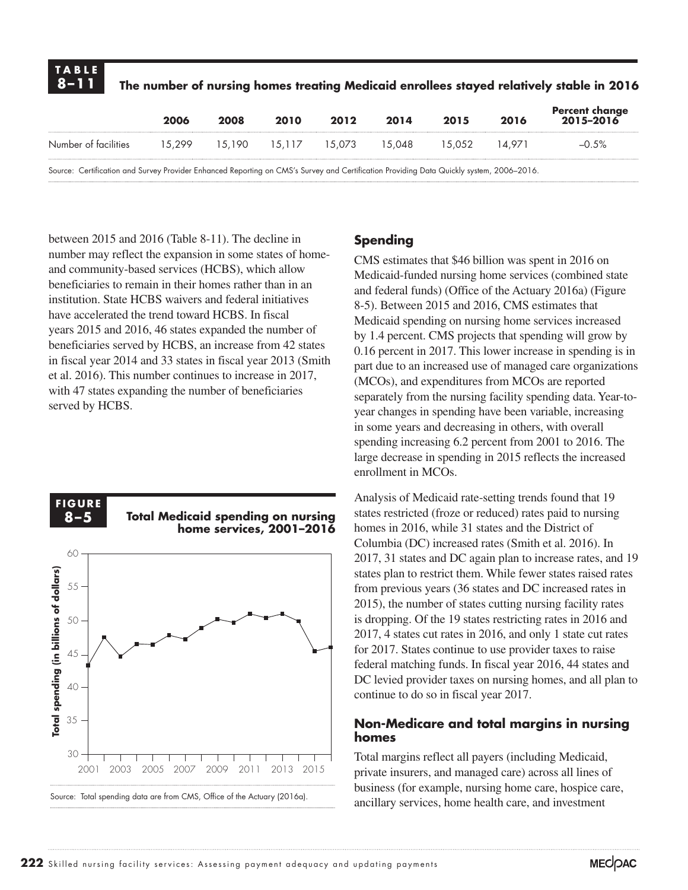**TABLE 8–11**

**The number of nursing homes treating Medicaid enrollees stayed relatively stable in 2016**

| | 2006 | 2008 | 2010 | 2012 | 2014 | 2015 | 2016 | Percent change 2015–2016 |
|---|---|---|---|---|---|---|---|---|
| Number of facilities | 15,299 | 15,190 | 15,117 | 15,073 | 15,048 | 15,052 | 14,971 | –0.5% |

Source: Certification and Survey Provider Enhanced Reporting on CMS's Survey and Certification Providing Data Quickly system, 2006–2016.

between 2015 and 2016 (Table 8-11). The decline in number may reflect the expansion in some states of home- and community-based services (HCBS), which allow beneficiaries to remain in their homes rather than in an institution. State HCBS waivers and federal initiatives have accelerated the trend toward HCBS. In fiscal years 2015 and 2016, 46 states expanded the number of beneficiaries served by HCBS, an increase from 42 states in fiscal year 2014 and 33 states in fiscal year 2013 (Smith et al. 2016). This number continues to increase in 2017, with 47 states expanding the number of beneficiaries served by HCBS.

**FIGURE 8–5**

**Total Medicaid spending on nursing home services, 2001–2016**

Source: Total spending data are from CMS, Office of the Actuary (2016a).

## Spending

CMS estimates that $46 billion was spent in 2016 on Medicaid-funded nursing home services (combined state and federal funds) (Office of the Actuary 2016a) (Figure 8-5). Between 2015 and 2016, CMS estimates that Medicaid spending on nursing home services increased by 1.4 percent. CMS projects that spending will grow by 0.16 percent in 2017. This lower increase in spending is in part due to an increased use of managed care organizations (MCOs), and expenditures from MCOs are reported separately from the nursing facility spending data. Year-to-year changes in spending have been variable, increasing in some years and decreasing in others, with overall spending increasing 6.2 percent from 2001 to 2016. The large decrease in spending in 2015 reflects the increased enrollment in MCOs.

Analysis of Medicaid rate-setting trends found that 19 states restricted (froze or reduced) rates paid to nursing homes in 2016, while 31 states and the District of Columbia (DC) increased rates (Smith et al. 2016). In 2017, 31 states and DC again plan to increase rates, and 19 states plan to restrict them. While fewer states raised rates from previous years (36 states and DC increased rates in 2015), the number of states cutting nursing facility rates is dropping. Of the 19 states restricting rates in 2016 and 2017, 4 states cut rates in 2016, and only 1 state cut rates for 2017. States continue to use provider taxes to raise federal matching funds. In fiscal year 2016, 44 states and DC levied provider taxes on nursing homes, and all plan to continue to do so in fiscal year 2017.

## Non-Medicare and total margins in nursing homes

Total margins reflect all payers (including Medicaid, private insurers, and managed care) across all lines of business (for example, nursing home care, hospice care, ancillary services, home health care, and investment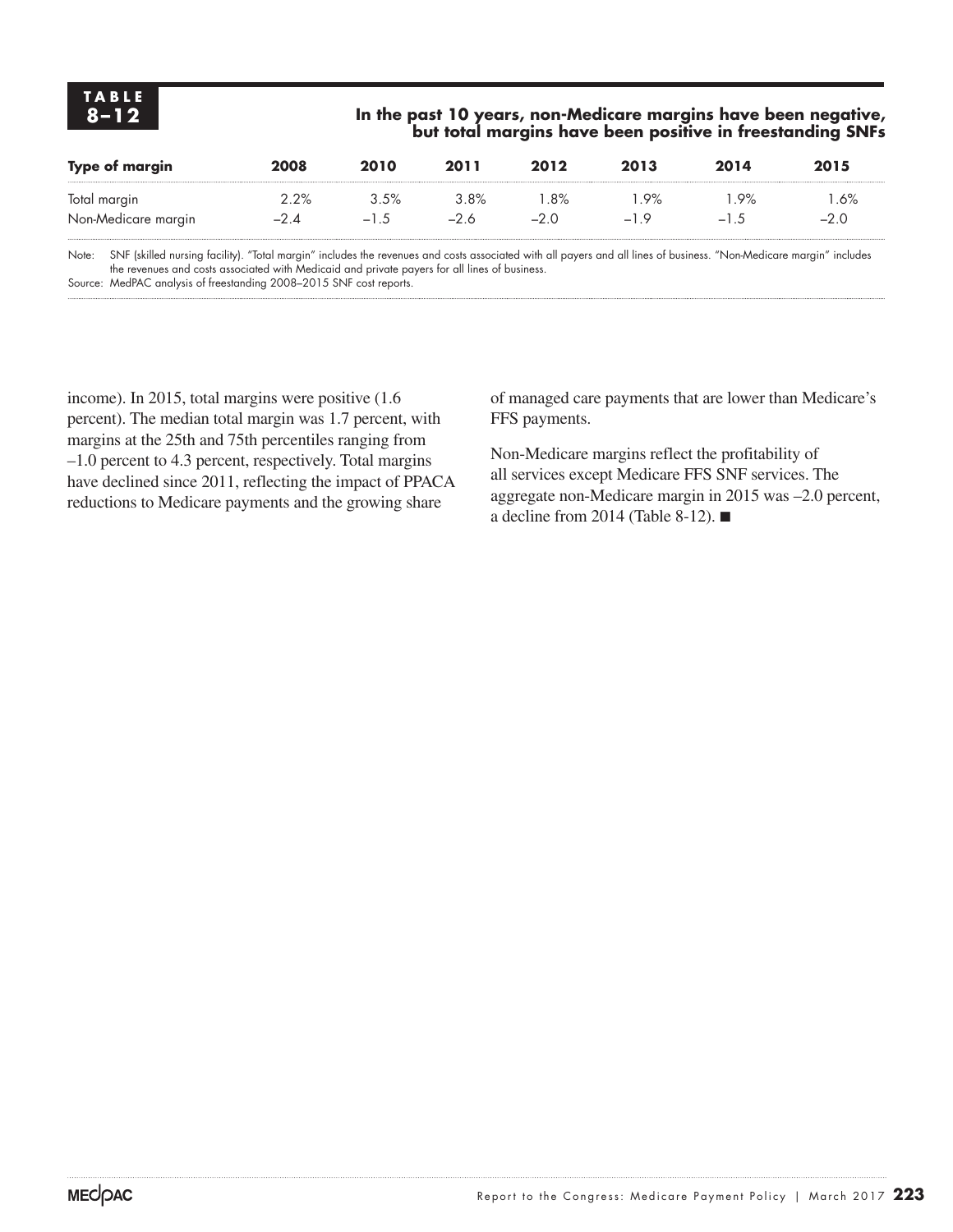**TABLE 8–12**

**In the past 10 years, non-Medicare margins have been negative, but total margins have been positive in freestanding SNFs**

| Type of margin | 2008 | 2010 | 2011 | 2012 | 2013 | 2014 | 2015 |
|---|---|---|---|---|---|---|---|
| Total margin | 2.2% | 3.5% | 3.8% | 1.8% | 1.9% | 1.9% | 1.6% |
| Non-Medicare margin | –2.4 | –1.5 | –2.6 | –2.0 | –1.9 | –1.5 | –2.0 |

Note: SNF (skilled nursing facility). "Total margin" includes the revenues and costs associated with all payers and all lines of business. "Non-Medicare margin" includes the revenues and costs associated with Medicaid and private payers for all lines of business.

Source: MedPAC analysis of freestanding 2008–2015 SNF cost reports.

income). In 2015, total margins were positive (1.6 percent). The median total margin was 1.7 percent, with margins at the 25th and 75th percentiles ranging from –1.0 percent to 4.3 percent, respectively. Total margins have declined since 2011, reflecting the impact of PPACA reductions to Medicare payments and the growing share of managed care payments that are lower than Medicare's FFS payments.

Non-Medicare margins reflect the profitability of all services except Medicare FFS SNF services. The aggregate non-Medicare margin in 2015 was –2.0 percent, a decline from 2014 (Table 8-12). ■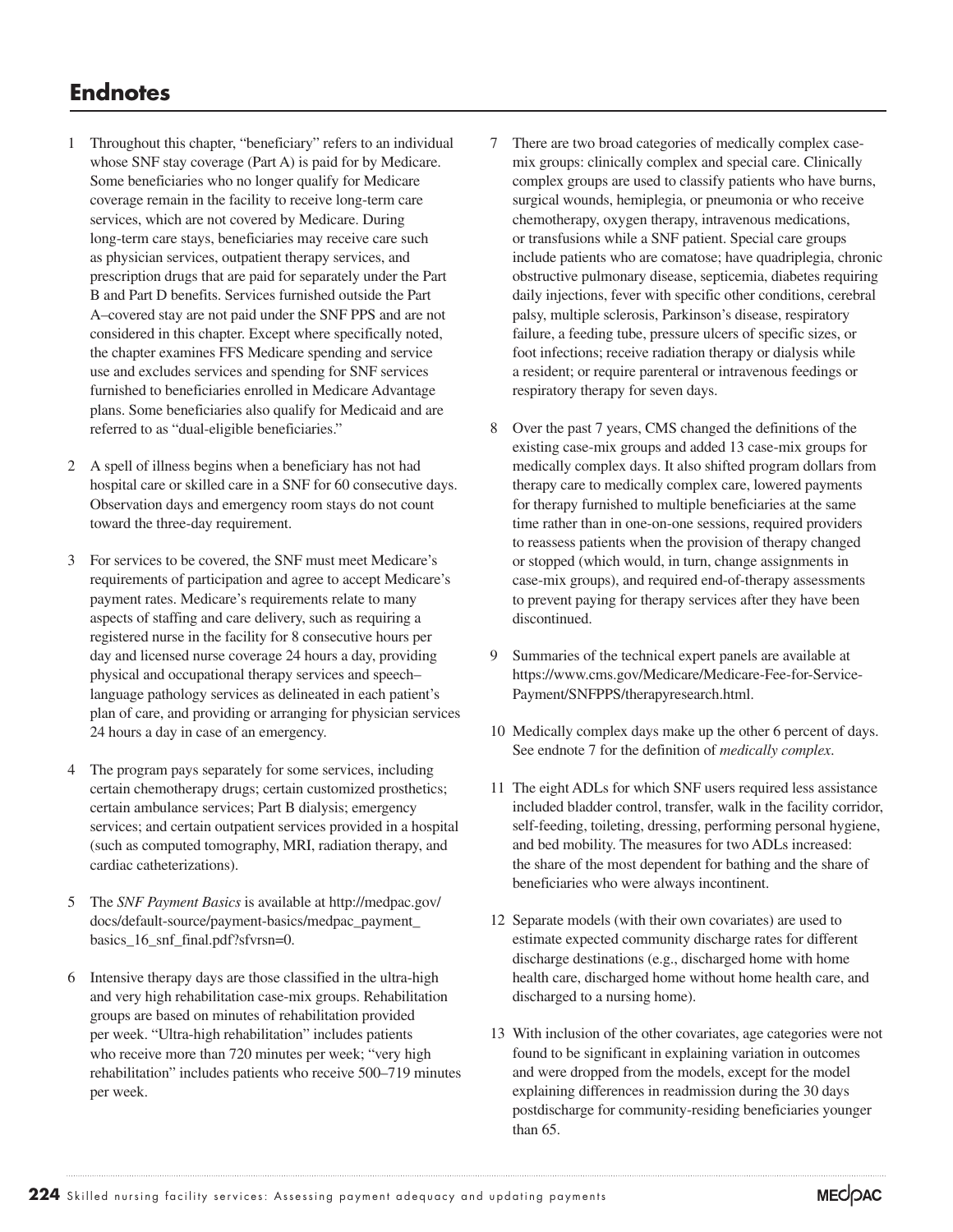## Endnotes

1 Throughout this chapter, "beneficiary" refers to an individual whose SNF stay coverage (Part A) is paid for by Medicare. Some beneficiaries who no longer qualify for Medicare coverage remain in the facility to receive long-term care services, which are not covered by Medicare. During long-term care stays, beneficiaries may receive care such as physician services, outpatient therapy services, and prescription drugs that are paid for separately under the Part B and Part D benefits. Services furnished outside the Part A–covered stay are not paid under the SNF PPS and are not considered in this chapter. Except where specifically noted, the chapter examines FFS Medicare spending and service use and excludes services and spending for SNF services furnished to beneficiaries enrolled in Medicare Advantage plans. Some beneficiaries also qualify for Medicaid and are referred to as "dual-eligible beneficiaries."

2 A spell of illness begins when a beneficiary has not had hospital care or skilled care in a SNF for 60 consecutive days. Observation days and emergency room stays do not count toward the three-day requirement.

3 For services to be covered, the SNF must meet Medicare's requirements of participation and agree to accept Medicare's payment rates. Medicare's requirements relate to many aspects of staffing and care delivery, such as requiring a registered nurse in the facility for 8 consecutive hours per day and licensed nurse coverage 24 hours a day, providing physical and occupational therapy services and speech–language pathology services as delineated in each patient's plan of care, and providing or arranging for physician services 24 hours a day in case of an emergency.

4 The program pays separately for some services, including certain chemotherapy drugs; certain customized prosthetics; certain ambulance services; Part B dialysis; emergency services; and certain outpatient services provided in a hospital (such as computed tomography, MRI, radiation therapy, and cardiac catheterizations).

5 The *SNF Payment Basics* is available at http://medpac.gov/docs/default-source/payment-basics/medpac_payment_basics_16_snf_final.pdf?sfvrsn=0.

6 Intensive therapy days are those classified in the ultra-high and very high rehabilitation case-mix groups. Rehabilitation groups are based on minutes of rehabilitation provided per week. "Ultra-high rehabilitation" includes patients who receive more than 720 minutes per week; "very high rehabilitation" includes patients who receive 500–719 minutes per week.

7 There are two broad categories of medically complex case-mix groups: clinically complex and special care. Clinically complex groups are used to classify patients who have burns, surgical wounds, hemiplegia, or pneumonia or who receive chemotherapy, oxygen therapy, intravenous medications, or transfusions while a SNF patient. Special care groups include patients who are comatose; have quadriplegia, chronic obstructive pulmonary disease, septicemia, diabetes requiring daily injections, fever with specific other conditions, cerebral palsy, multiple sclerosis, Parkinson's disease, respiratory failure, a feeding tube, pressure ulcers of specific sizes, or foot infections; receive radiation therapy or dialysis while a resident; or require parenteral or intravenous feedings or respiratory therapy for seven days.

8 Over the past 7 years, CMS changed the definitions of the existing case-mix groups and added 13 case-mix groups for medically complex days. It also shifted program dollars from therapy care to medically complex care, lowered payments for therapy furnished to multiple beneficiaries at the same time rather than in one-on-one sessions, required providers to reassess patients when the provision of therapy changed or stopped (which would, in turn, change assignments in case-mix groups), and required end-of-therapy assessments to prevent paying for therapy services after they have been discontinued.

9 Summaries of the technical expert panels are available at https://www.cms.gov/Medicare/Medicare-Fee-for-Service-Payment/SNFPPS/therapyresearch.html.

10 Medically complex days make up the other 6 percent of days. See endnote 7 for the definition of *medically complex*.

11 The eight ADLs for which SNF users required less assistance included bladder control, transfer, walk in the facility corridor, self-feeding, toileting, dressing, performing personal hygiene, and bed mobility. The measures for two ADLs increased: the share of the most dependent for bathing and the share of beneficiaries who were always incontinent.

12 Separate models (with their own covariates) are used to estimate expected community discharge rates for different discharge destinations (e.g., discharged home with home health care, discharged home without home health care, and discharged to a nursing home).

13 With inclusion of the other covariates, age categories were not found to be significant in explaining variation in outcomes and were dropped from the models, except for the model explaining differences in readmission during the 30 days postdischarge for community-residing beneficiaries younger than 65.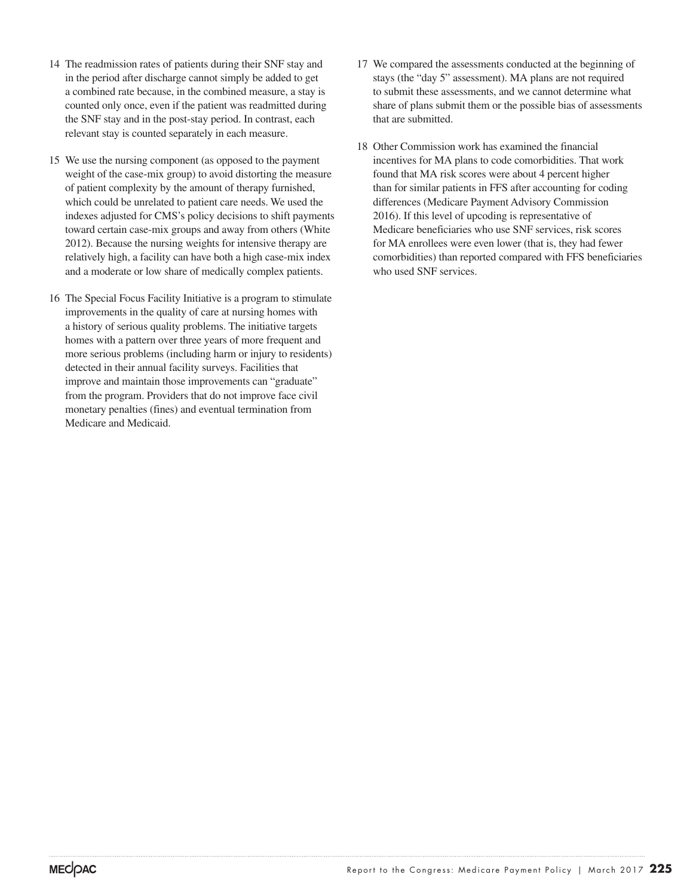14 The readmission rates of patients during their SNF stay and in the period after discharge cannot simply be added to get a combined rate because, in the combined measure, a stay is counted only once, even if the patient was readmitted during the SNF stay and in the post-stay period. In contrast, each relevant stay is counted separately in each measure.

15 We use the nursing component (as opposed to the payment weight of the case-mix group) to avoid distorting the measure of patient complexity by the amount of therapy furnished, which could be unrelated to patient care needs. We used the indexes adjusted for CMS's policy decisions to shift payments toward certain case-mix groups and away from others (White 2012). Because the nursing weights for intensive therapy are relatively high, a facility can have both a high case-mix index and a moderate or low share of medically complex patients.

16 The Special Focus Facility Initiative is a program to stimulate improvements in the quality of care at nursing homes with a history of serious quality problems. The initiative targets homes with a pattern over three years of more frequent and more serious problems (including harm or injury to residents) detected in their annual facility surveys. Facilities that improve and maintain those improvements can "graduate" from the program. Providers that do not improve face civil monetary penalties (fines) and eventual termination from Medicare and Medicaid.

17 We compared the assessments conducted at the beginning of stays (the "day 5" assessment). MA plans are not required to submit these assessments, and we cannot determine what share of plans submit them or the possible bias of assessments that are submitted.

18 Other Commission work has examined the financial incentives for MA plans to code comorbidities. That work found that MA risk scores were about 4 percent higher than for similar patients in FFS after accounting for coding differences (Medicare Payment Advisory Commission 2016). If this level of upcoding is representative of Medicare beneficiaries who use SNF services, risk scores for MA enrollees were even lower (that is, they had fewer comorbidities) than reported compared with FFS beneficiaries who used SNF services.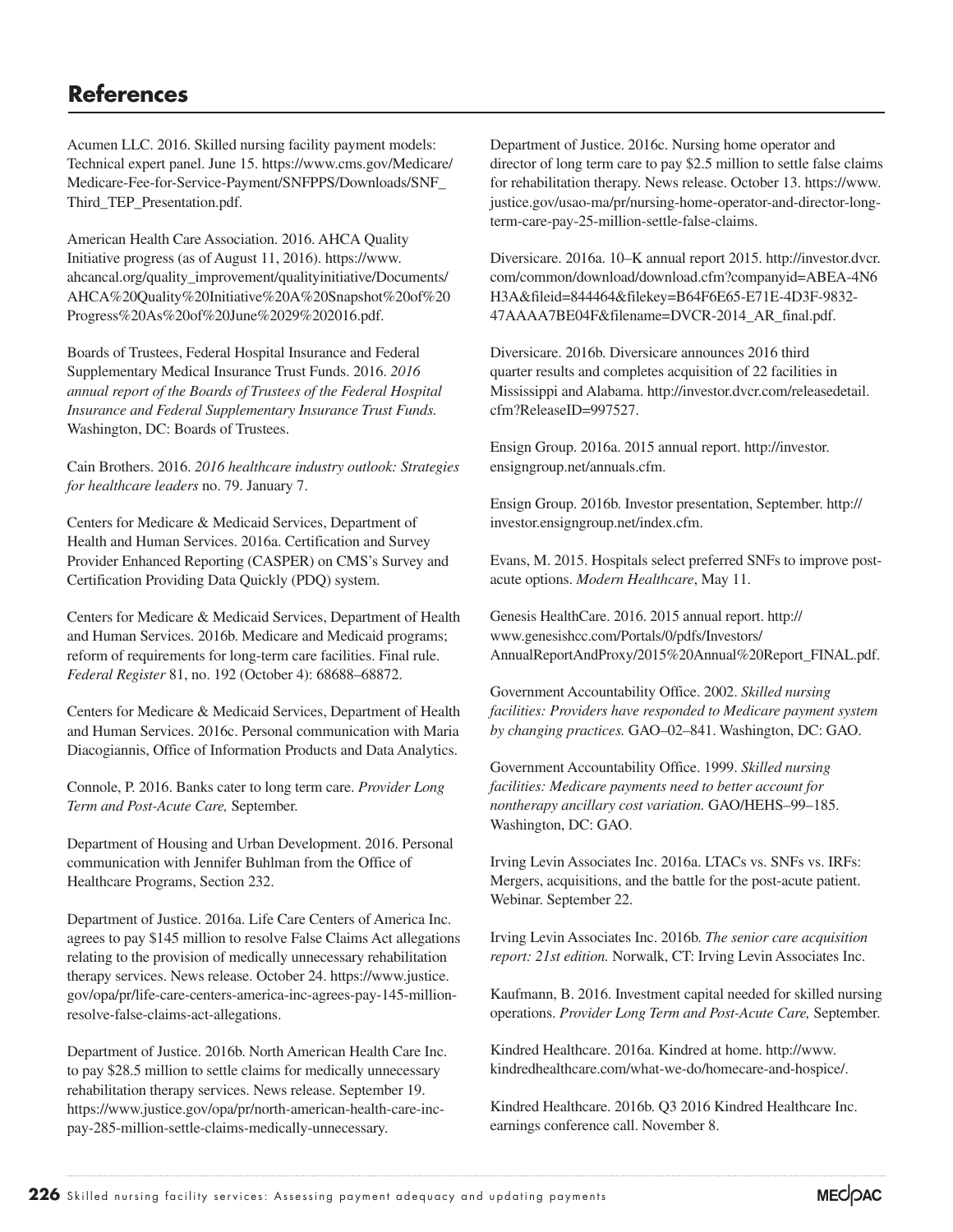## References

Acumen LLC. 2016. Skilled nursing facility payment models: Technical expert panel. June 15. https://www.cms.gov/Medicare/Medicare-Fee-for-Service-Payment/SNFPPS/Downloads/SNF_Third_TEP_Presentation.pdf.

American Health Care Association. 2016. AHCA Quality Initiative progress (as of August 11, 2016). https://www.ahcancal.org/quality_improvement/qualityinitiative/Documents/AHCA%20Quality%20Initiative%20A%20Snapshot%20of%20Progress%20As%20of%20June%2029%202016.pdf.

Boards of Trustees, Federal Hospital Insurance and Federal Supplementary Medical Insurance Trust Funds. 2016. *2016 annual report of the Boards of Trustees of the Federal Hospital Insurance and Federal Supplementary Insurance Trust Funds.* Washington, DC: Boards of Trustees.

Cain Brothers. 2016. *2016 healthcare industry outlook: Strategies for healthcare leaders* no. 79. January 7.

Centers for Medicare & Medicaid Services, Department of Health and Human Services. 2016a. Certification and Survey Provider Enhanced Reporting (CASPER) on CMS's Survey and Certification Providing Data Quickly (PDQ) system.

Centers for Medicare & Medicaid Services, Department of Health and Human Services. 2016b. Medicare and Medicaid programs; reform of requirements for long-term care facilities. Final rule. *Federal Register* 81, no. 192 (October 4): 68688–68872.

Centers for Medicare & Medicaid Services, Department of Health and Human Services. 2016c. Personal communication with Maria Diacogiannis, Office of Information Products and Data Analytics.

Connole, P. 2016. Banks cater to long term care. *Provider Long Term and Post-Acute Care,* September.

Department of Housing and Urban Development. 2016. Personal communication with Jennifer Buhlman from the Office of Healthcare Programs, Section 232.

Department of Justice. 2016a. Life Care Centers of America Inc. agrees to pay $145 million to resolve False Claims Act allegations relating to the provision of medically unnecessary rehabilitation therapy services. News release. October 24. https://www.justice.gov/opa/pr/life-care-centers-america-inc-agrees-pay-145-million-resolve-false-claims-act-allegations.

Department of Justice. 2016b. North American Health Care Inc. to pay $28.5 million to settle claims for medically unnecessary rehabilitation therapy services. News release. September 19. https://www.justice.gov/opa/pr/north-american-health-care-inc-pay-285-million-settle-claims-medically-unnecessary.

Department of Justice. 2016c. Nursing home operator and director of long term care to pay $2.5 million to settle false claims for rehabilitation therapy. News release. October 13. https://www.justice.gov/usao-ma/pr/nursing-home-operator-and-director-long-term-care-pay-25-million-settle-false-claims.

Diversicare. 2016a. 10–K annual report 2015. http://investor.dvcr.com/common/download/download.cfm?companyid=ABEA-4N6H3A&fileid=844464&filekey=B64F6E65-E71E-4D3F-9832-47AAAA7BE04F&filename=DVCR-2014_AR_final.pdf.

Diversicare. 2016b. Diversicare announces 2016 third quarter results and completes acquisition of 22 facilities in Mississippi and Alabama. http://investor.dvcr.com/releasedetail.cfm?ReleaseID=997527.

Ensign Group. 2016a. 2015 annual report. http://investor.ensigngroup.net/annuals.cfm.

Ensign Group. 2016b. Investor presentation, September. http://investor.ensigngroup.net/index.cfm.

Evans, M. 2015. Hospitals select preferred SNFs to improve post-acute options. *Modern Healthcare*, May 11.

Genesis HealthCare. 2016. 2015 annual report. http://www.genesishcc.com/Portals/0/pdfs/Investors/AnnualReportAndProxy/2015%20Annual%20Report_FINAL.pdf.

Government Accountability Office. 2002. *Skilled nursing facilities: Providers have responded to Medicare payment system by changing practices.* GAO–02–841. Washington, DC: GAO.

Government Accountability Office. 1999. *Skilled nursing facilities: Medicare payments need to better account for nontherapy ancillary cost variation.* GAO/HEHS–99–185. Washington, DC: GAO.

Irving Levin Associates Inc. 2016a. LTACs vs. SNFs vs. IRFs: Mergers, acquisitions, and the battle for the post-acute patient. Webinar. September 22.

Irving Levin Associates Inc. 2016b. *The senior care acquisition report: 21st edition.* Norwalk, CT: Irving Levin Associates Inc.

Kaufmann, B. 2016. Investment capital needed for skilled nursing operations. *Provider Long Term and Post-Acute Care,* September.

Kindred Healthcare. 2016a. Kindred at home. http://www.kindredhealthcare.com/what-we-do/homecare-and-hospice/.

Kindred Healthcare. 2016b. Q3 2016 Kindred Healthcare Inc. earnings conference call. November 8.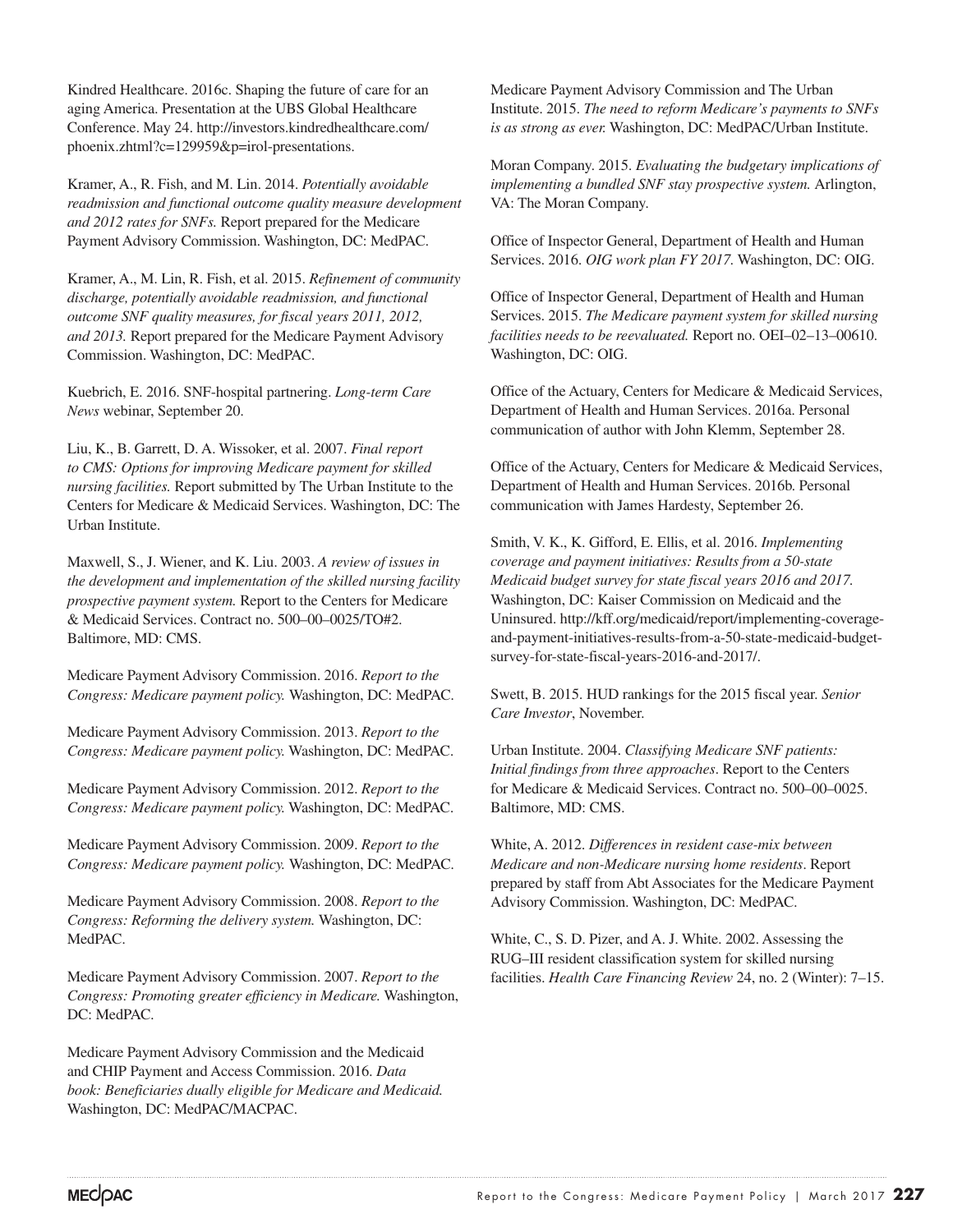Kindred Healthcare. 2016c. Shaping the future of care for an aging America. Presentation at the UBS Global Healthcare Conference. May 24. http://investors.kindredhealthcare.com/phoenix.zhtml?c=129959&p=irol-presentations.

Kramer, A., R. Fish, and M. Lin. 2014. *Potentially avoidable readmission and functional outcome quality measure development and 2012 rates for SNFs.* Report prepared for the Medicare Payment Advisory Commission. Washington, DC: MedPAC.

Kramer, A., M. Lin, R. Fish, et al. 2015. *Refinement of community discharge, potentially avoidable readmission, and functional outcome SNF quality measures, for fiscal years 2011, 2012, and 2013.* Report prepared for the Medicare Payment Advisory Commission. Washington, DC: MedPAC.

Kuebrich, E. 2016. SNF-hospital partnering. *Long-term Care News* webinar, September 20.

Liu, K., B. Garrett, D. A. Wissoker, et al. 2007. *Final report to CMS: Options for improving Medicare payment for skilled nursing facilities.* Report submitted by The Urban Institute to the Centers for Medicare & Medicaid Services. Washington, DC: The Urban Institute.

Maxwell, S., J. Wiener, and K. Liu. 2003. *A review of issues in the development and implementation of the skilled nursing facility prospective payment system.* Report to the Centers for Medicare & Medicaid Services. Contract no. 500–00–0025/TO#2. Baltimore, MD: CMS.

Medicare Payment Advisory Commission. 2016. *Report to the Congress: Medicare payment policy.* Washington, DC: MedPAC.

Medicare Payment Advisory Commission. 2013. *Report to the Congress: Medicare payment policy.* Washington, DC: MedPAC.

Medicare Payment Advisory Commission. 2012. *Report to the Congress: Medicare payment policy.* Washington, DC: MedPAC.

Medicare Payment Advisory Commission. 2009. *Report to the Congress: Medicare payment policy.* Washington, DC: MedPAC.

Medicare Payment Advisory Commission. 2008. *Report to the Congress: Reforming the delivery system.* Washington, DC: MedPAC.

Medicare Payment Advisory Commission. 2007. *Report to the Congress: Promoting greater efficiency in Medicare.* Washington, DC: MedPAC.

Medicare Payment Advisory Commission and the Medicaid and CHIP Payment and Access Commission. 2016. *Data book: Beneficiaries dually eligible for Medicare and Medicaid.* Washington, DC: MedPAC/MACPAC.

Medicare Payment Advisory Commission and The Urban Institute. 2015. *The need to reform Medicare's payments to SNFs is as strong as ever.* Washington, DC: MedPAC/Urban Institute.

Moran Company. 2015. *Evaluating the budgetary implications of implementing a bundled SNF stay prospective system.* Arlington, VA: The Moran Company.

Office of Inspector General, Department of Health and Human Services. 2016. *OIG work plan FY 2017.* Washington, DC: OIG.

Office of Inspector General, Department of Health and Human Services. 2015. *The Medicare payment system for skilled nursing facilities needs to be reevaluated.* Report no. OEI–02–13–00610. Washington, DC: OIG.

Office of the Actuary, Centers for Medicare & Medicaid Services, Department of Health and Human Services. 2016a. Personal communication of author with John Klemm, September 28.

Office of the Actuary, Centers for Medicare & Medicaid Services, Department of Health and Human Services. 2016b. Personal communication with James Hardesty, September 26.

Smith, V. K., K. Gifford, E. Ellis, et al. 2016. *Implementing coverage and payment initiatives: Results from a 50-state Medicaid budget survey for state fiscal years 2016 and 2017.* Washington, DC: Kaiser Commission on Medicaid and the Uninsured. http://kff.org/medicaid/report/implementing-coverage-and-payment-initiatives-results-from-a-50-state-medicaid-budget-survey-for-state-fiscal-years-2016-and-2017/.

Swett, B. 2015. HUD rankings for the 2015 fiscal year. *Senior Care Investor*, November.

Urban Institute. 2004. *Classifying Medicare SNF patients: Initial findings from three approaches*. Report to the Centers for Medicare & Medicaid Services. Contract no. 500–00–0025. Baltimore, MD: CMS.

White, A. 2012. *Differences in resident case-mix between Medicare and non-Medicare nursing home residents*. Report prepared by staff from Abt Associates for the Medicare Payment Advisory Commission. Washington, DC: MedPAC.

White, C., S. D. Pizer, and A. J. White. 2002. Assessing the RUG–III resident classification system for skilled nursing facilities. *Health Care Financing Review* 24, no. 2 (Winter): 7–15.